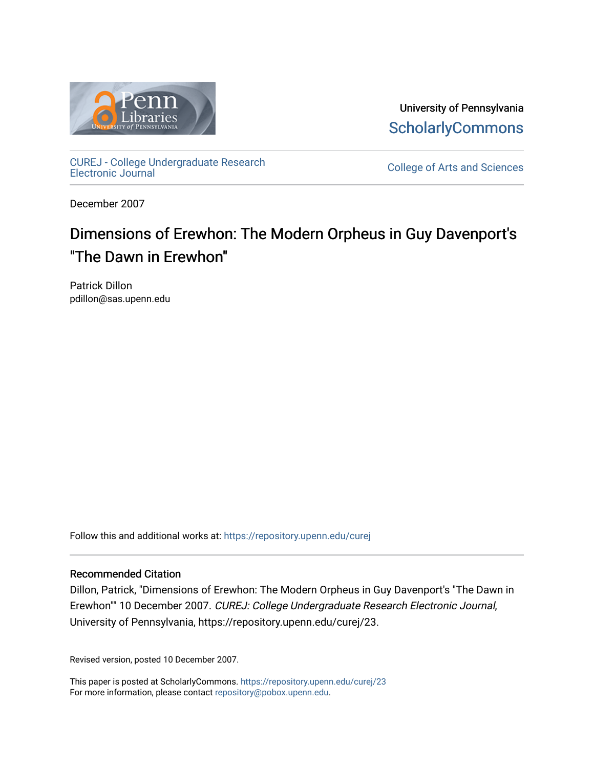University of Pennsylvania
ScholarlyCommons

CUREJ - College Undergraduate Research Electronic Journal

College of Arts and Sciences

December 2007

# Dimensions of Erewhon: The Modern Orpheus in Guy Davenport's "The Dawn in Erewhon"

Patrick Dillon
pdillon@sas.upenn.edu

Follow this and additional works at: https://repository.upenn.edu/curej

## Recommended Citation

Dillon, Patrick, "Dimensions of Erewhon: The Modern Orpheus in Guy Davenport's "The Dawn in Erewhon"" 10 December 2007. *CUREJ: College Undergraduate Research Electronic Journal*, University of Pennsylvania, https://repository.upenn.edu/curej/23.

Revised version, posted 10 December 2007.

This paper is posted at ScholarlyCommons. https://repository.upenn.edu/curej/23
For more information, please contact repository@pobox.upenn.edu.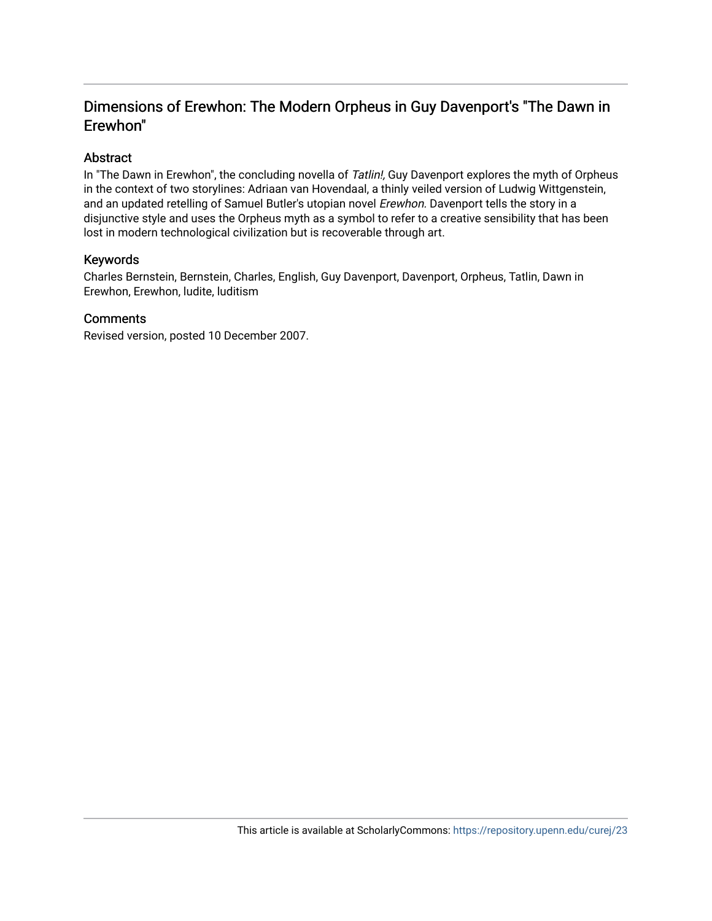# Dimensions of Erewhon: The Modern Orpheus in Guy Davenport's "The Dawn in Erewhon"

## Abstract

In "The Dawn in Erewhon", the concluding novella of *Tatlin!,* Guy Davenport explores the myth of Orpheus in the context of two storylines: Adriaan van Hovendaal, a thinly veiled version of Ludwig Wittgenstein, and an updated retelling of Samuel Butler's utopian novel *Erewhon.* Davenport tells the story in a disjunctive style and uses the Orpheus myth as a symbol to refer to a creative sensibility that has been lost in modern technological civilization but is recoverable through art.

## Keywords

Charles Bernstein, Bernstein, Charles, English, Guy Davenport, Davenport, Orpheus, Tatlin, Dawn in Erewhon, Erewhon, ludite, luditism

## Comments

Revised version, posted 10 December 2007.

This article is available at ScholarlyCommons: https://repository.upenn.edu/curej/23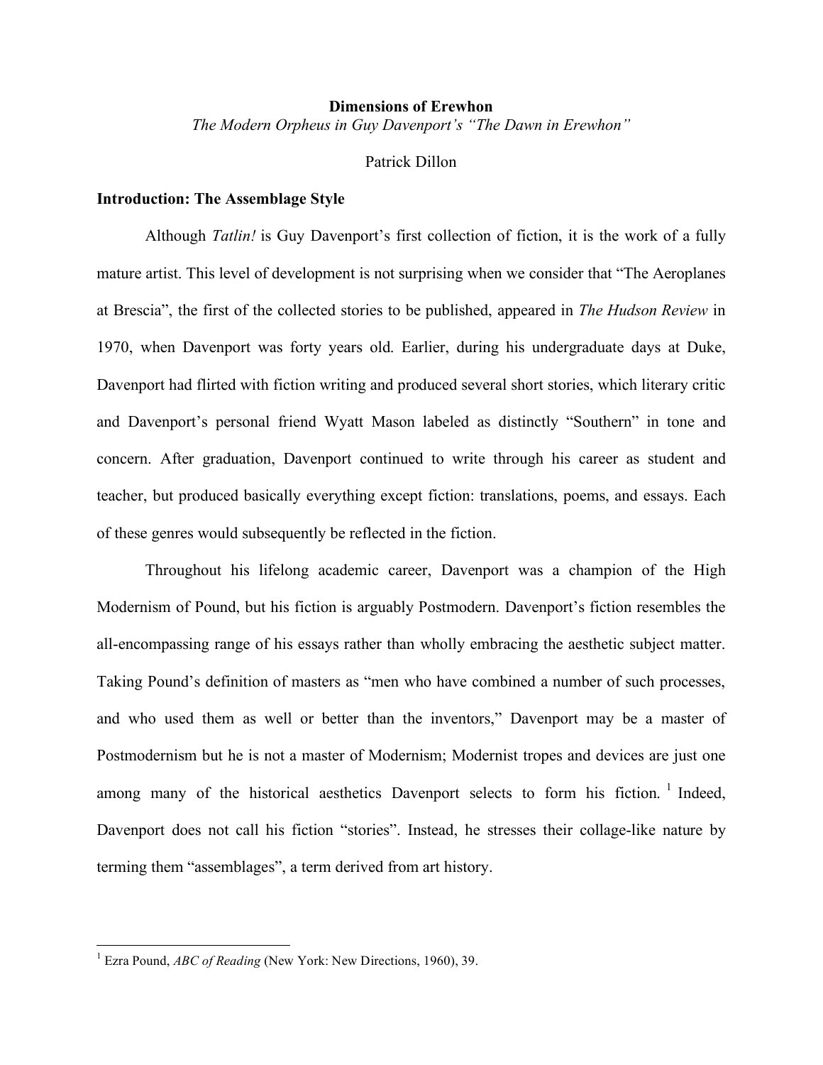**Dimensions of Erewhon**

*The Modern Orpheus in Guy Davenport's "The Dawn in Erewhon"*

Patrick Dillon

## Introduction: The Assemblage Style

Although *Tatlin!* is Guy Davenport's first collection of fiction, it is the work of a fully mature artist. This level of development is not surprising when we consider that "The Aeroplanes at Brescia", the first of the collected stories to be published, appeared in *The Hudson Review* in 1970, when Davenport was forty years old. Earlier, during his undergraduate days at Duke, Davenport had flirted with fiction writing and produced several short stories, which literary critic and Davenport's personal friend Wyatt Mason labeled as distinctly "Southern" in tone and concern. After graduation, Davenport continued to write through his career as student and teacher, but produced basically everything except fiction: translations, poems, and essays. Each of these genres would subsequently be reflected in the fiction.

Throughout his lifelong academic career, Davenport was a champion of the High Modernism of Pound, but his fiction is arguably Postmodern. Davenport's fiction resembles the all-encompassing range of his essays rather than wholly embracing the aesthetic subject matter. Taking Pound's definition of masters as "men who have combined a number of such processes, and who used them as well or better than the inventors," Davenport may be a master of Postmodernism but he is not a master of Modernism; Modernist tropes and devices are just one among many of the historical aesthetics Davenport selects to form his fiction. [1] Indeed, Davenport does not call his fiction "stories". Instead, he stresses their collage-like nature by terming them "assemblages", a term derived from art history.

---

[1] Ezra Pound, *ABC of Reading* (New York: New Directions, 1960), 39.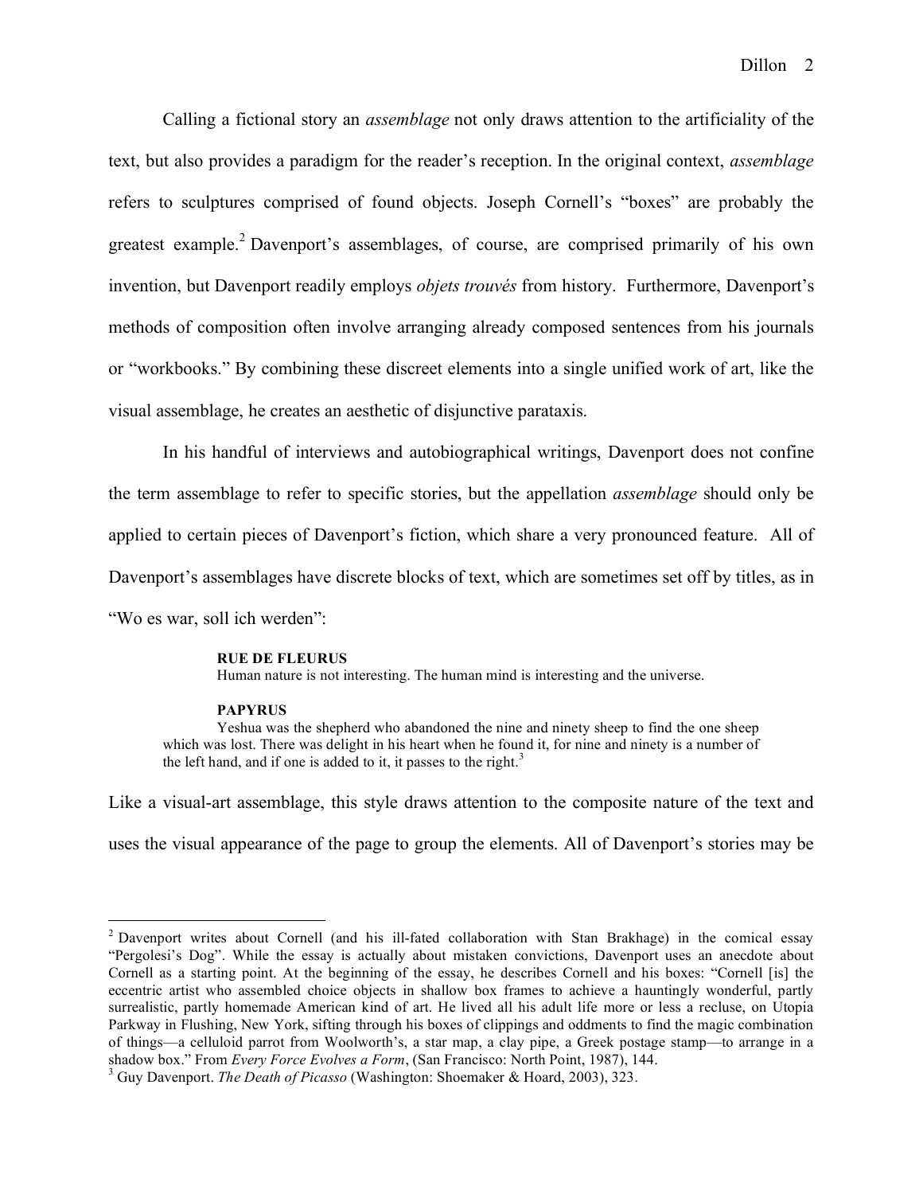Calling a fictional story an *assemblage* not only draws attention to the artificiality of the text, but also provides a paradigm for the reader's reception. In the original context, *assemblage* refers to sculptures comprised of found objects. Joseph Cornell's "boxes" are probably the greatest example.[2] Davenport's assemblages, of course, are comprised primarily of his own invention, but Davenport readily employs *objets trouvés* from history. Furthermore, Davenport's methods of composition often involve arranging already composed sentences from his journals or "workbooks." By combining these discreet elements into a single unified work of art, like the visual assemblage, he creates an aesthetic of disjunctive parataxis.

In his handful of interviews and autobiographical writings, Davenport does not confine the term assemblage to refer to specific stories, but the appellation *assemblage* should only be applied to certain pieces of Davenport's fiction, which share a very pronounced feature. All of Davenport's assemblages have discrete blocks of text, which are sometimes set off by titles, as in "Wo es war, soll ich werden":

> **RUE DE FLEURUS**
> Human nature is not interesting. The human mind is interesting and the universe.
>
> **PAPYRUS**
> Yeshua was the shepherd who abandoned the nine and ninety sheep to find the one sheep which was lost. There was delight in his heart when he found it, for nine and ninety is a number of the left hand, and if one is added to it, it passes to the right.[3]

Like a visual-art assemblage, this style draws attention to the composite nature of the text and uses the visual appearance of the page to group the elements. All of Davenport's stories may be

---

[2] Davenport writes about Cornell (and his ill-fated collaboration with Stan Brakhage) in the comical essay "Pergolesi's Dog". While the essay is actually about mistaken convictions, Davenport uses an anecdote about Cornell as a starting point. At the beginning of the essay, he describes Cornell and his boxes: "Cornell [is] the eccentric artist who assembled choice objects in shallow box frames to achieve a hauntingly wonderful, partly surrealistic, partly homemade American kind of art. He lived all his adult life more or less a recluse, on Utopia Parkway in Flushing, New York, sifting through his boxes of clippings and oddments to find the magic combination of things—a celluloid parrot from Woolworth's, a star map, a clay pipe, a Greek postage stamp—to arrange in a shadow box." From *Every Force Evolves a Form*, (San Francisco: North Point, 1987), 144.

[3] Guy Davenport. *The Death of Picasso* (Washington: Shoemaker & Hoard, 2003), 323.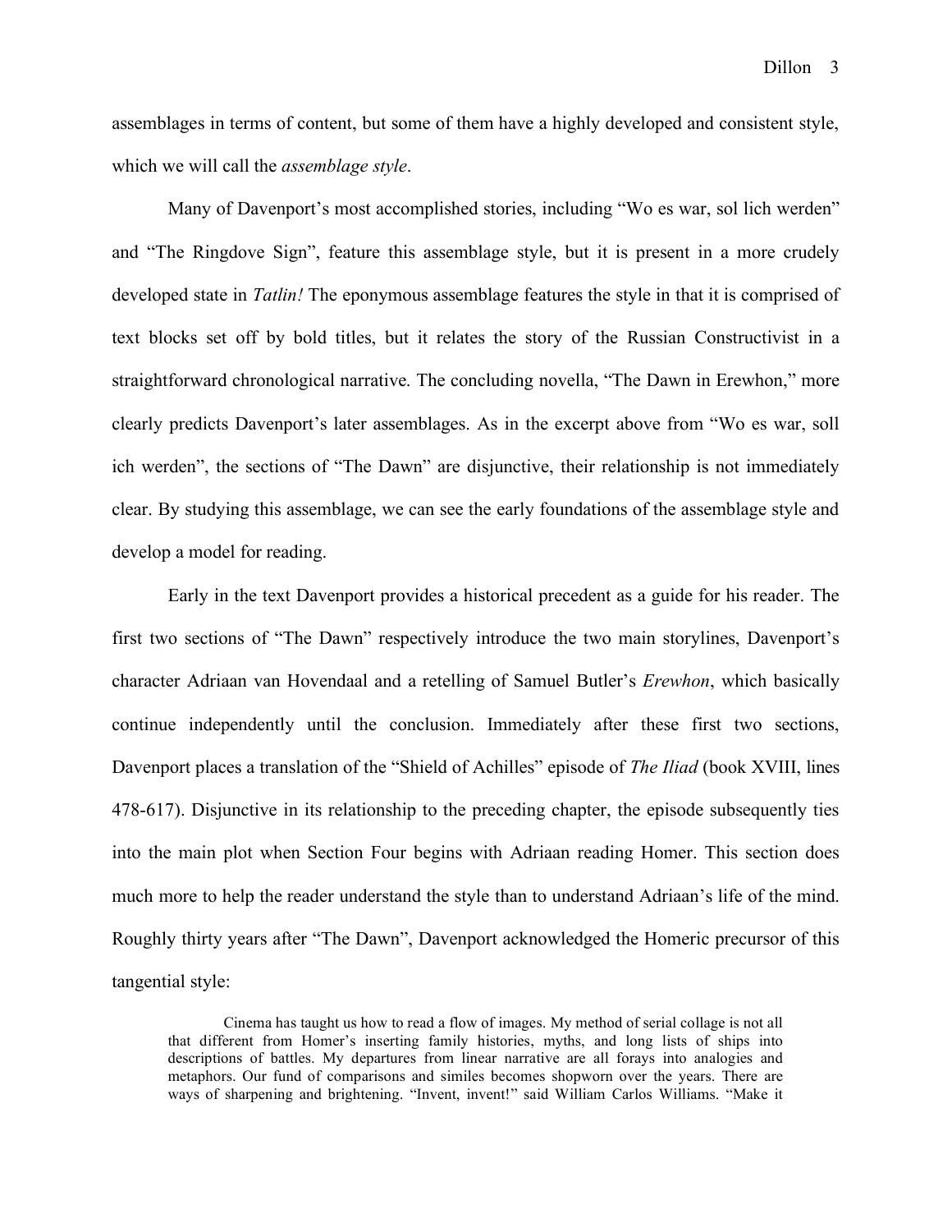assemblages in terms of content, but some of them have a highly developed and consistent style, which we will call the *assemblage style*.

Many of Davenport's most accomplished stories, including "Wo es war, sol lich werden" and "The Ringdove Sign", feature this assemblage style, but it is present in a more crudely developed state in *Tatlin!* The eponymous assemblage features the style in that it is comprised of text blocks set off by bold titles, but it relates the story of the Russian Constructivist in a straightforward chronological narrative. The concluding novella, "The Dawn in Erewhon," more clearly predicts Davenport's later assemblages. As in the excerpt above from "Wo es war, soll ich werden", the sections of "The Dawn" are disjunctive, their relationship is not immediately clear. By studying this assemblage, we can see the early foundations of the assemblage style and develop a model for reading.

Early in the text Davenport provides a historical precedent as a guide for his reader. The first two sections of "The Dawn" respectively introduce the two main storylines, Davenport's character Adriaan van Hovendaal and a retelling of Samuel Butler's *Erewhon*, which basically continue independently until the conclusion. Immediately after these first two sections, Davenport places a translation of the "Shield of Achilles" episode of *The Iliad* (book XVIII, lines 478-617). Disjunctive in its relationship to the preceding chapter, the episode subsequently ties into the main plot when Section Four begins with Adriaan reading Homer. This section does much more to help the reader understand the style than to understand Adriaan's life of the mind. Roughly thirty years after "The Dawn", Davenport acknowledged the Homeric precursor of this tangential style:

> Cinema has taught us how to read a flow of images. My method of serial collage is not all that different from Homer's inserting family histories, myths, and long lists of ships into descriptions of battles. My departures from linear narrative are all forays into analogies and metaphors. Our fund of comparisons and similes becomes shopworn over the years. There are ways of sharpening and brightening. "Invent, invent!" said William Carlos Williams. "Make it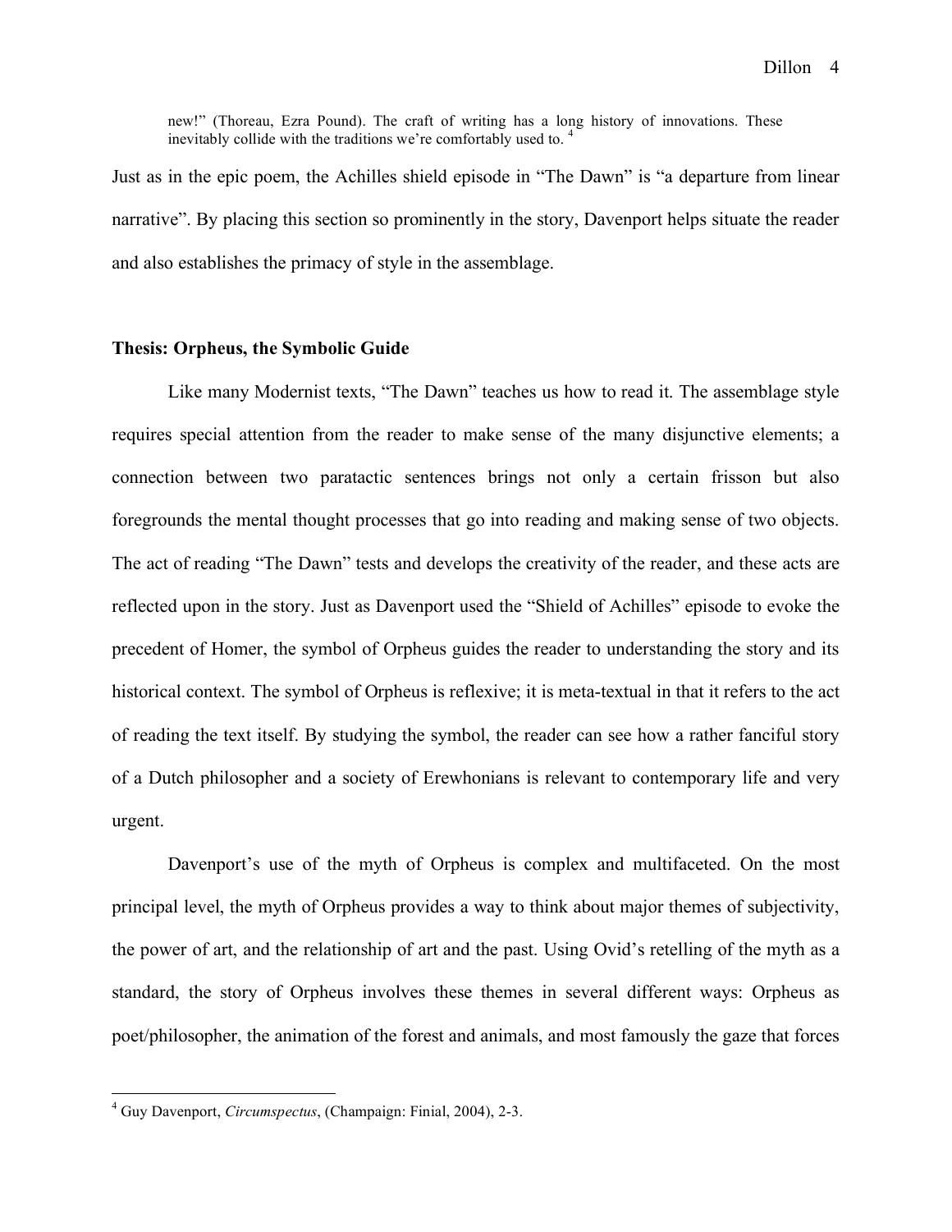> new!" (Thoreau, Ezra Pound). The craft of writing has a long history of innovations. These inevitably collide with the traditions we're comfortably used to. [4]

Just as in the epic poem, the Achilles shield episode in "The Dawn" is "a departure from linear narrative". By placing this section so prominently in the story, Davenport helps situate the reader and also establishes the primacy of style in the assemblage.

**Thesis: Orpheus, the Symbolic Guide**

Like many Modernist texts, "The Dawn" teaches us how to read it. The assemblage style requires special attention from the reader to make sense of the many disjunctive elements; a connection between two paratactic sentences brings not only a certain frisson but also foregrounds the mental thought processes that go into reading and making sense of two objects. The act of reading "The Dawn" tests and develops the creativity of the reader, and these acts are reflected upon in the story. Just as Davenport used the "Shield of Achilles" episode to evoke the precedent of Homer, the symbol of Orpheus guides the reader to understanding the story and its historical context. The symbol of Orpheus is reflexive; it is meta-textual in that it refers to the act of reading the text itself. By studying the symbol, the reader can see how a rather fanciful story of a Dutch philosopher and a society of Erewhonians is relevant to contemporary life and very urgent.

Davenport's use of the myth of Orpheus is complex and multifaceted. On the most principal level, the myth of Orpheus provides a way to think about major themes of subjectivity, the power of art, and the relationship of art and the past. Using Ovid's retelling of the myth as a standard, the story of Orpheus involves these themes in several different ways: Orpheus as poet/philosopher, the animation of the forest and animals, and most famously the gaze that forces

---

[4] Guy Davenport, *Circumspectus*, (Champaign: Finial, 2004), 2-3.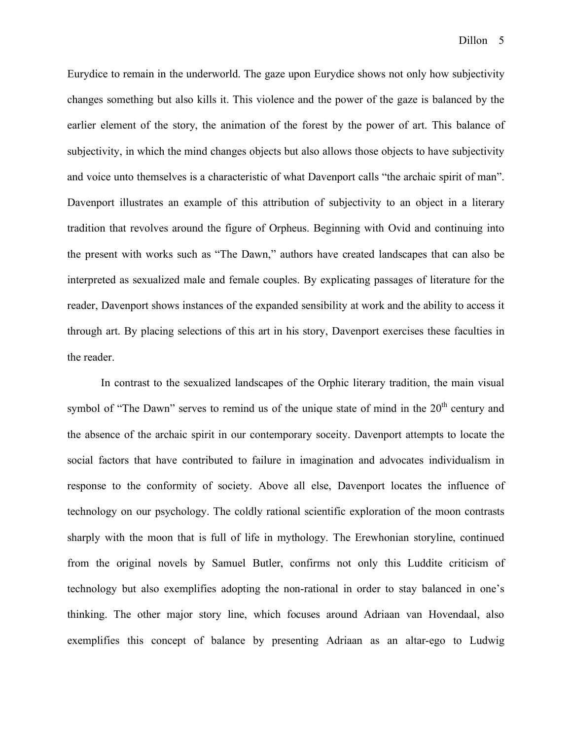Eurydice to remain in the underworld. The gaze upon Eurydice shows not only how subjectivity changes something but also kills it. This violence and the power of the gaze is balanced by the earlier element of the story, the animation of the forest by the power of art. This balance of subjectivity, in which the mind changes objects but also allows those objects to have subjectivity and voice unto themselves is a characteristic of what Davenport calls "the archaic spirit of man". Davenport illustrates an example of this attribution of subjectivity to an object in a literary tradition that revolves around the figure of Orpheus. Beginning with Ovid and continuing into the present with works such as "The Dawn," authors have created landscapes that can also be interpreted as sexualized male and female couples. By explicating passages of literature for the reader, Davenport shows instances of the expanded sensibility at work and the ability to access it through art. By placing selections of this art in his story, Davenport exercises these faculties in the reader.

In contrast to the sexualized landscapes of the Orphic literary tradition, the main visual symbol of "The Dawn" serves to remind us of the unique state of mind in the 20th century and the absence of the archaic spirit in our contemporary soceity. Davenport attempts to locate the social factors that have contributed to failure in imagination and advocates individualism in response to the conformity of society. Above all else, Davenport locates the influence of technology on our psychology. The coldly rational scientific exploration of the moon contrasts sharply with the moon that is full of life in mythology. The Erewhonian storyline, continued from the original novels by Samuel Butler, confirms not only this Luddite criticism of technology but also exemplifies adopting the non-rational in order to stay balanced in one's thinking. The other major story line, which focuses around Adriaan van Hovendaal, also exemplifies this concept of balance by presenting Adriaan as an altar-ego to Ludwig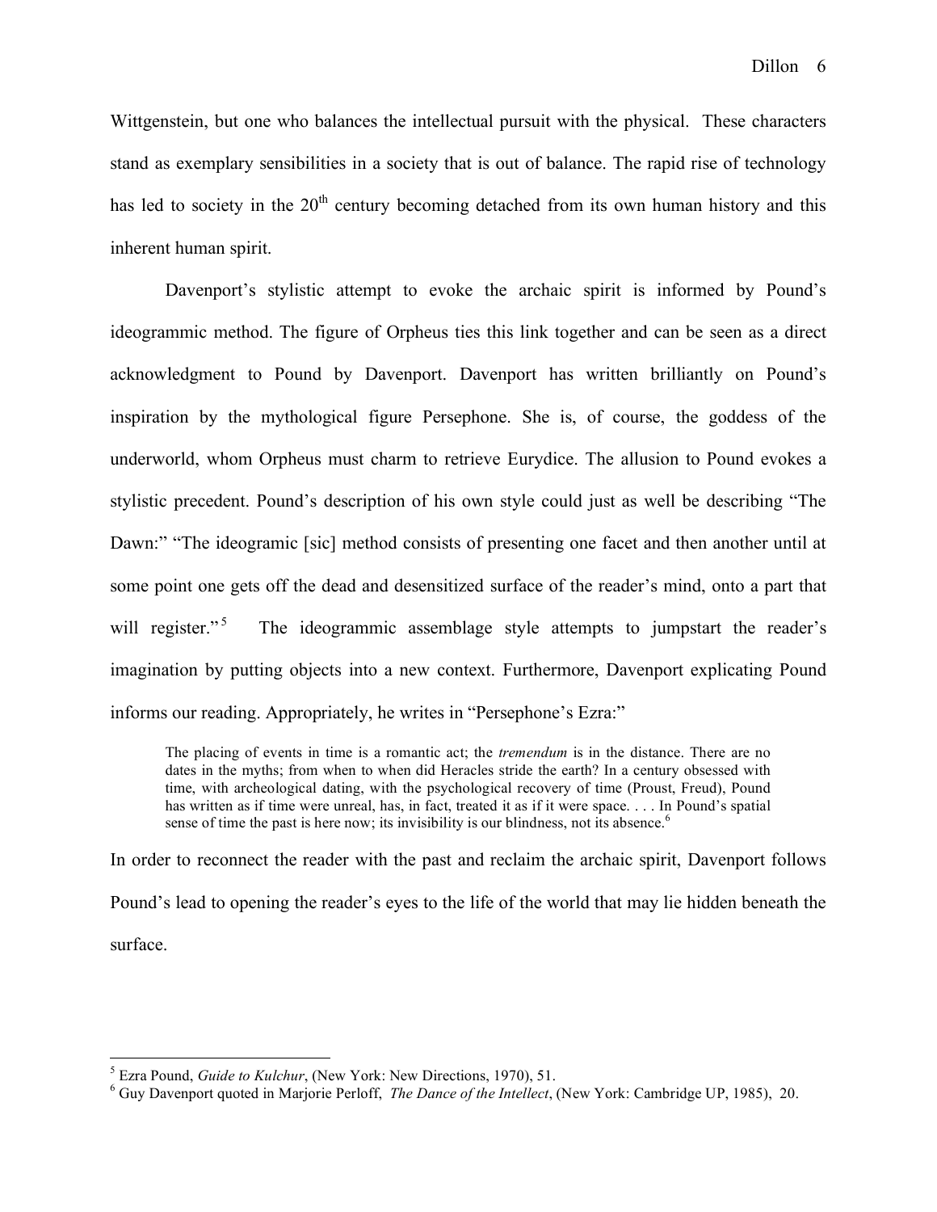Wittgenstein, but one who balances the intellectual pursuit with the physical. These characters stand as exemplary sensibilities in a society that is out of balance. The rapid rise of technology has led to society in the 20th century becoming detached from its own human history and this inherent human spirit.

Davenport's stylistic attempt to evoke the archaic spirit is informed by Pound's ideogrammic method. The figure of Orpheus ties this link together and can be seen as a direct acknowledgment to Pound by Davenport. Davenport has written brilliantly on Pound's inspiration by the mythological figure Persephone. She is, of course, the goddess of the underworld, whom Orpheus must charm to retrieve Eurydice. The allusion to Pound evokes a stylistic precedent. Pound's description of his own style could just as well be describing "The Dawn:" "The ideogramic [sic] method consists of presenting one facet and then another until at some point one gets off the dead and desensitized surface of the reader's mind, onto a part that will register."[5] The ideogrammic assemblage style attempts to jumpstart the reader's imagination by putting objects into a new context. Furthermore, Davenport explicating Pound informs our reading. Appropriately, he writes in "Persephone's Ezra:"

> The placing of events in time is a romantic act; the *tremendum* is in the distance. There are no dates in the myths; from when to when did Heracles stride the earth? In a century obsessed with time, with archeological dating, with the psychological recovery of time (Proust, Freud), Pound has written as if time were unreal, has, in fact, treated it as if it were space. . . . In Pound's spatial sense of time the past is here now; its invisibility is our blindness, not its absence.[6]

In order to reconnect the reader with the past and reclaim the archaic spirit, Davenport follows Pound's lead to opening the reader's eyes to the life of the world that may lie hidden beneath the surface.

---

[5] Ezra Pound, *Guide to Kulchur*, (New York: New Directions, 1970), 51.

[6] Guy Davenport quoted in Marjorie Perloff, *The Dance of the Intellect*, (New York: Cambridge UP, 1985), 20.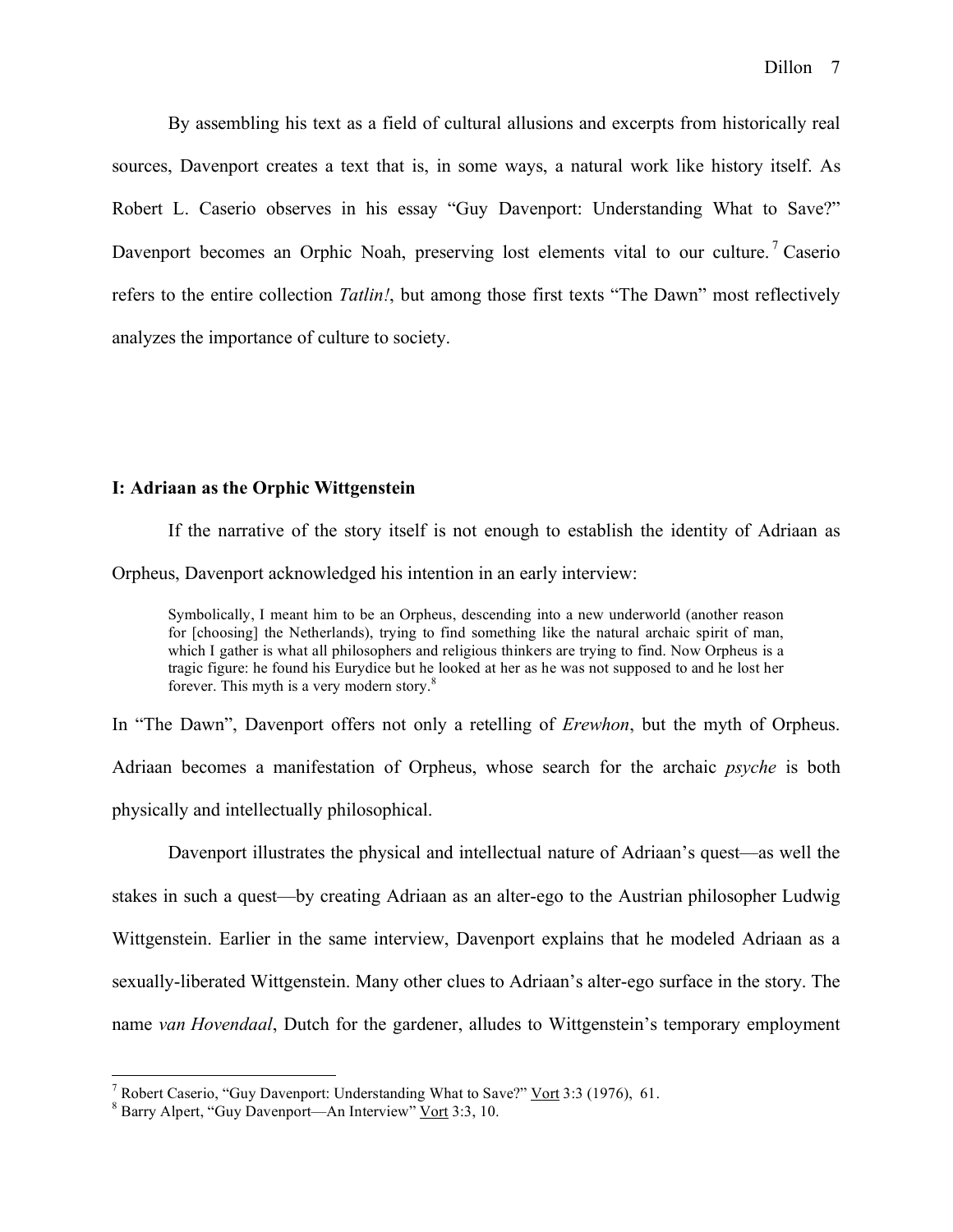By assembling his text as a field of cultural allusions and excerpts from historically real sources, Davenport creates a text that is, in some ways, a natural work like history itself. As Robert L. Caserio observes in his essay "Guy Davenport: Understanding What to Save?" Davenport becomes an Orphic Noah, preserving lost elements vital to our culture.[7] Caserio refers to the entire collection *Tatlin!*, but among those first texts "The Dawn" most reflectively analyzes the importance of culture to society.

## I: Adriaan as the Orphic Wittgenstein

If the narrative of the story itself is not enough to establish the identity of Adriaan as Orpheus, Davenport acknowledged his intention in an early interview:

> Symbolically, I meant him to be an Orpheus, descending into a new underworld (another reason for [choosing] the Netherlands), trying to find something like the natural archaic spirit of man, which I gather is what all philosophers and religious thinkers are trying to find. Now Orpheus is a tragic figure: he found his Eurydice but he looked at her as he was not supposed to and he lost her forever. This myth is a very modern story.[8]

In "The Dawn", Davenport offers not only a retelling of *Erewhon*, but the myth of Orpheus. Adriaan becomes a manifestation of Orpheus, whose search for the archaic *psyche* is both physically and intellectually philosophical.

Davenport illustrates the physical and intellectual nature of Adriaan's quest—as well the stakes in such a quest—by creating Adriaan as an alter-ego to the Austrian philosopher Ludwig Wittgenstein. Earlier in the same interview, Davenport explains that he modeled Adriaan as a sexually-liberated Wittgenstein. Many other clues to Adriaan's alter-ego surface in the story. The name *van Hovendaal*, Dutch for the gardener, alludes to Wittgenstein's temporary employment

---

[7] Robert Caserio, "Guy Davenport: Understanding What to Save?" Vort 3:3 (1976), 61.

[8] Barry Alpert, "Guy Davenport—An Interview" Vort 3:3, 10.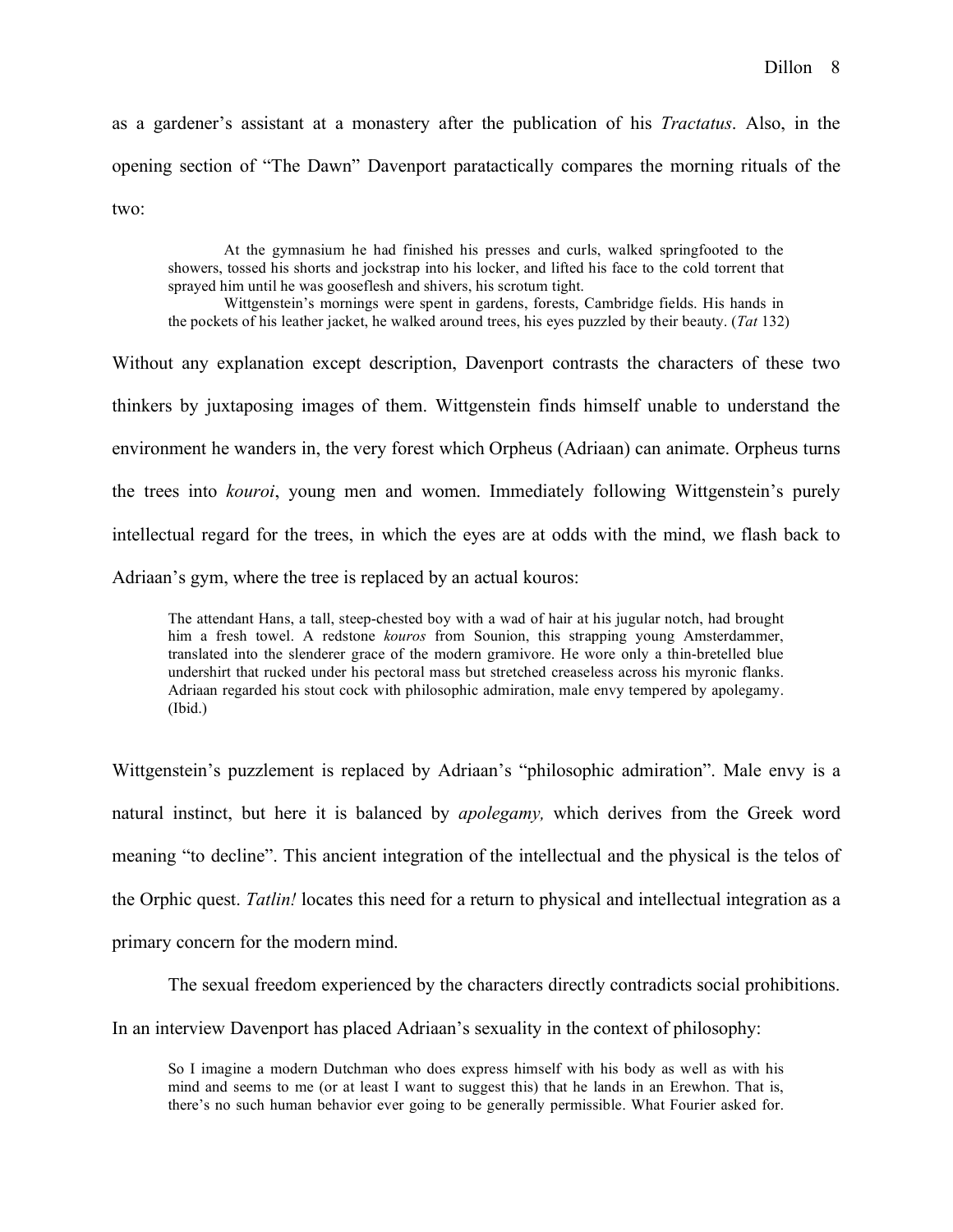as a gardener's assistant at a monastery after the publication of his *Tractatus*. Also, in the opening section of "The Dawn" Davenport paratactically compares the morning rituals of the two:

> At the gymnasium he had finished his presses and curls, walked springfooted to the showers, tossed his shorts and jockstrap into his locker, and lifted his face to the cold torrent that sprayed him until he was gooseflesh and shivers, his scrotum tight.
>
> Wittgenstein's mornings were spent in gardens, forests, Cambridge fields. His hands in the pockets of his leather jacket, he walked around trees, his eyes puzzled by their beauty. (*Tat* 132)

Without any explanation except description, Davenport contrasts the characters of these two thinkers by juxtaposing images of them. Wittgenstein finds himself unable to understand the environment he wanders in, the very forest which Orpheus (Adriaan) can animate. Orpheus turns the trees into *kouroi*, young men and women. Immediately following Wittgenstein's purely intellectual regard for the trees, in which the eyes are at odds with the mind, we flash back to Adriaan's gym, where the tree is replaced by an actual kouros:

> The attendant Hans, a tall, steep-chested boy with a wad of hair at his jugular notch, had brought him a fresh towel. A redstone *kouros* from Sounion, this strapping young Amsterdammer, translated into the slenderer grace of the modern gramivore. He wore only a thin-bretelled blue undershirt that rucked under his pectoral mass but stretched creaseless across his myronic flanks. Adriaan regarded his stout cock with philosophic admiration, male envy tempered by apolegamy. (Ibid.)

Wittgenstein's puzzlement is replaced by Adriaan's "philosophic admiration". Male envy is a natural instinct, but here it is balanced by *apolegamy,* which derives from the Greek word meaning "to decline". This ancient integration of the intellectual and the physical is the telos of the Orphic quest. *Tatlin!* locates this need for a return to physical and intellectual integration as a primary concern for the modern mind.

The sexual freedom experienced by the characters directly contradicts social prohibitions. In an interview Davenport has placed Adriaan's sexuality in the context of philosophy:

> So I imagine a modern Dutchman who does express himself with his body as well as with his mind and seems to me (or at least I want to suggest this) that he lands in an Erewhon. That is, there's no such human behavior ever going to be generally permissible. What Fourier asked for.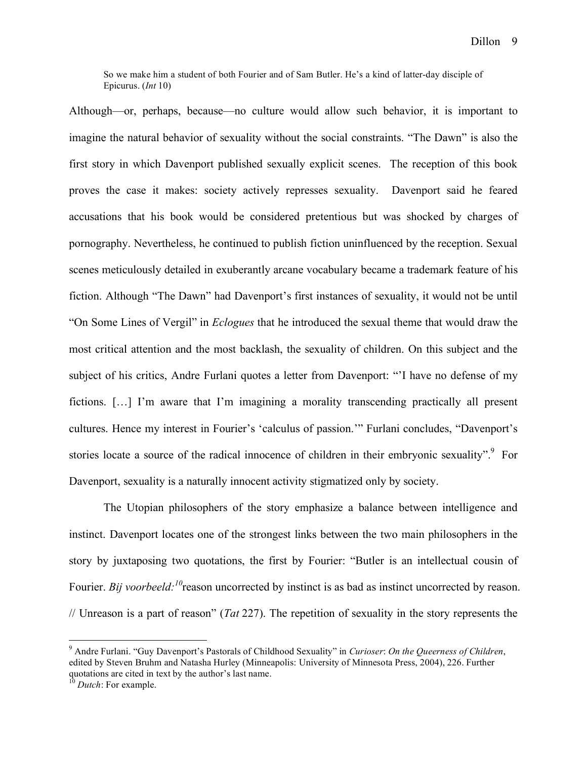> So we make him a student of both Fourier and of Sam Butler. He's a kind of latter-day disciple of Epicurus. (*Int* 10)

Although—or, perhaps, because—no culture would allow such behavior, it is important to imagine the natural behavior of sexuality without the social constraints. "The Dawn" is also the first story in which Davenport published sexually explicit scenes. The reception of this book proves the case it makes: society actively represses sexuality. Davenport said he feared accusations that his book would be considered pretentious but was shocked by charges of pornography. Nevertheless, he continued to publish fiction uninfluenced by the reception. Sexual scenes meticulously detailed in exuberantly arcane vocabulary became a trademark feature of his fiction. Although "The Dawn" had Davenport's first instances of sexuality, it would not be until "On Some Lines of Vergil" in *Eclogues* that he introduced the sexual theme that would draw the most critical attention and the most backlash, the sexuality of children. On this subject and the subject of his critics, Andre Furlani quotes a letter from Davenport: "'I have no defense of my fictions. […] I'm aware that I'm imagining a morality transcending practically all present cultures. Hence my interest in Fourier's 'calculus of passion.'" Furlani concludes, "Davenport's stories locate a source of the radical innocence of children in their embryonic sexuality".[9] For Davenport, sexuality is a naturally innocent activity stigmatized only by society.

The Utopian philosophers of the story emphasize a balance between intelligence and instinct. Davenport locates one of the strongest links between the two main philosophers in the story by juxtaposing two quotations, the first by Fourier: "Butler is an intellectual cousin of Fourier. *Bij voorbeeld:*[10]reason uncorrected by instinct is as bad as instinct uncorrected by reason. // Unreason is a part of reason" (*Tat* 227). The repetition of sexuality in the story represents the

---

[9] Andre Furlani. "Guy Davenport's Pastorals of Childhood Sexuality" in *Curioser*: *On the Queerness of Children*, edited by Steven Bruhm and Natasha Hurley (Minneapolis: University of Minnesota Press, 2004), 226. Further quotations are cited in text by the author's last name.

[10] *Dutch*: For example.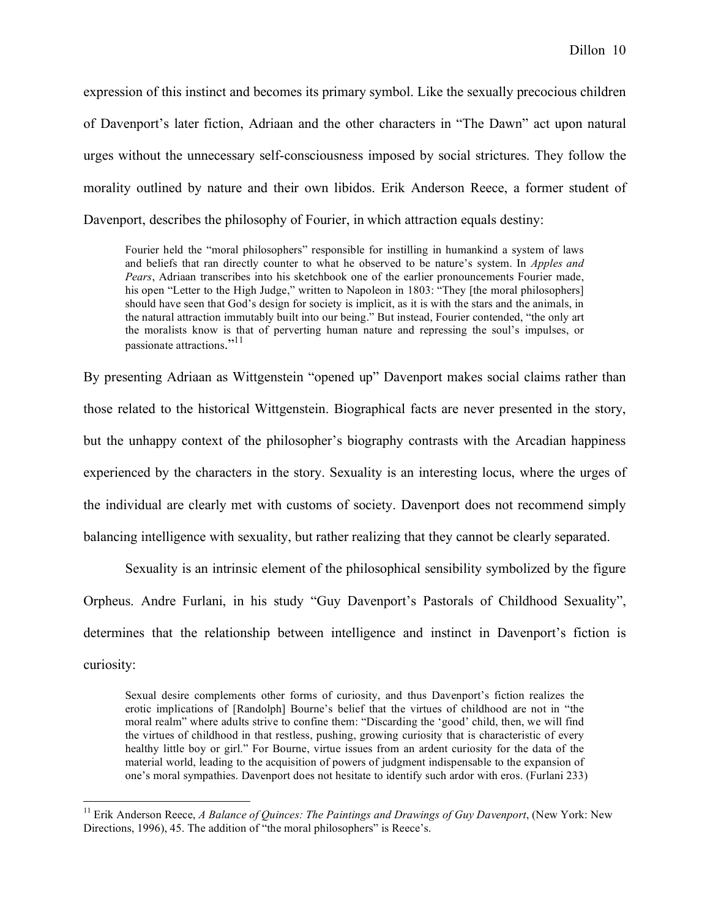expression of this instinct and becomes its primary symbol. Like the sexually precocious children of Davenport's later fiction, Adriaan and the other characters in "The Dawn" act upon natural urges without the unnecessary self-consciousness imposed by social strictures. They follow the morality outlined by nature and their own libidos. Erik Anderson Reece, a former student of Davenport, describes the philosophy of Fourier, in which attraction equals destiny:

> Fourier held the "moral philosophers" responsible for instilling in humankind a system of laws and beliefs that ran directly counter to what he observed to be nature's system. In *Apples and Pears*, Adriaan transcribes into his sketchbook one of the earlier pronouncements Fourier made, his open "Letter to the High Judge," written to Napoleon in 1803: "They [the moral philosophers] should have seen that God's design for society is implicit, as it is with the stars and the animals, in the natural attraction immutably built into our being." But instead, Fourier contended, "the only art the moralists know is that of perverting human nature and repressing the soul's impulses, or passionate attractions."[11]

By presenting Adriaan as Wittgenstein "opened up" Davenport makes social claims rather than those related to the historical Wittgenstein. Biographical facts are never presented in the story, but the unhappy context of the philosopher's biography contrasts with the Arcadian happiness experienced by the characters in the story. Sexuality is an interesting locus, where the urges of the individual are clearly met with customs of society. Davenport does not recommend simply balancing intelligence with sexuality, but rather realizing that they cannot be clearly separated.

Sexuality is an intrinsic element of the philosophical sensibility symbolized by the figure Orpheus. Andre Furlani, in his study "Guy Davenport's Pastorals of Childhood Sexuality", determines that the relationship between intelligence and instinct in Davenport's fiction is curiosity:

> Sexual desire complements other forms of curiosity, and thus Davenport's fiction realizes the erotic implications of [Randolph] Bourne's belief that the virtues of childhood are not in "the moral realm" where adults strive to confine them: "Discarding the 'good' child, then, we will find the virtues of childhood in that restless, pushing, growing curiosity that is characteristic of every healthy little boy or girl." For Bourne, virtue issues from an ardent curiosity for the data of the material world, leading to the acquisition of powers of judgment indispensable to the expansion of one's moral sympathies. Davenport does not hesitate to identify such ardor with eros. (Furlani 233)

---

[11] Erik Anderson Reece, *A Balance of Quinces: The Paintings and Drawings of Guy Davenport*, (New York: New Directions, 1996), 45. The addition of "the moral philosophers" is Reece's.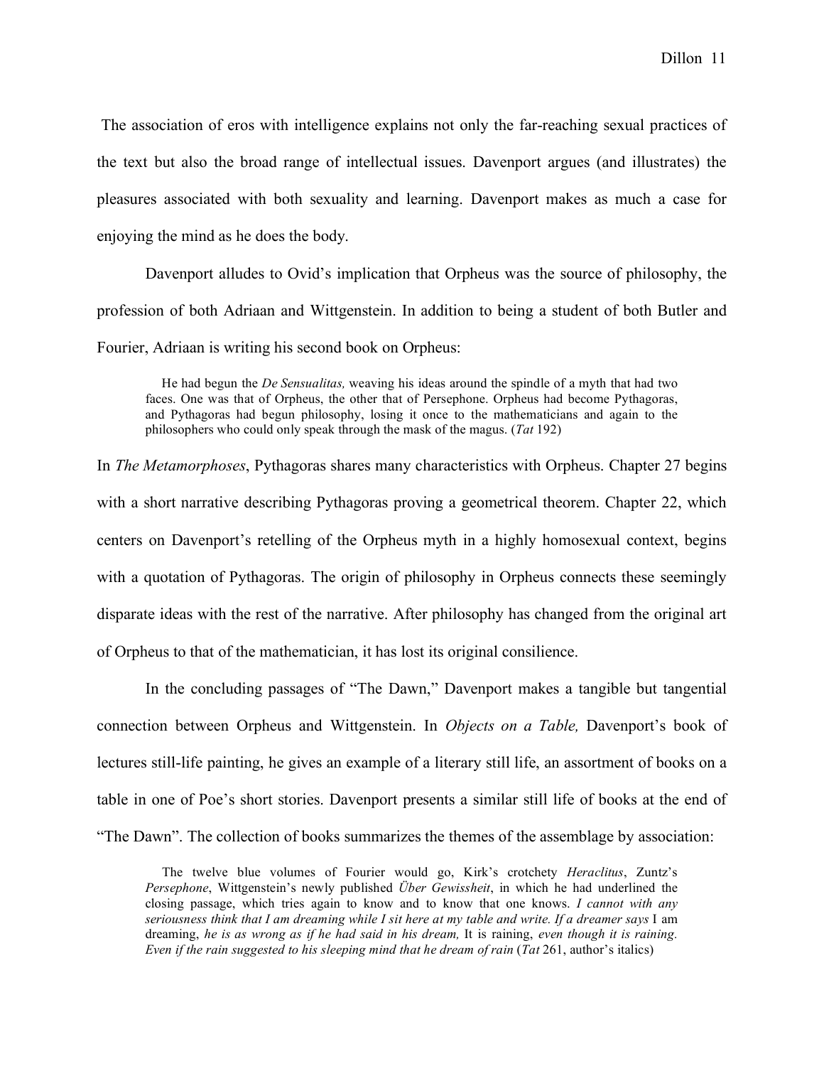The association of eros with intelligence explains not only the far-reaching sexual practices of the text but also the broad range of intellectual issues. Davenport argues (and illustrates) the pleasures associated with both sexuality and learning. Davenport makes as much a case for enjoying the mind as he does the body.

Davenport alludes to Ovid's implication that Orpheus was the source of philosophy, the profession of both Adriaan and Wittgenstein. In addition to being a student of both Butler and Fourier, Adriaan is writing his second book on Orpheus:

> He had begun the *De Sensualitas,* weaving his ideas around the spindle of a myth that had two faces. One was that of Orpheus, the other that of Persephone. Orpheus had become Pythagoras, and Pythagoras had begun philosophy, losing it once to the mathematicians and again to the philosophers who could only speak through the mask of the magus. (*Tat* 192)

In *The Metamorphoses*, Pythagoras shares many characteristics with Orpheus. Chapter 27 begins with a short narrative describing Pythagoras proving a geometrical theorem. Chapter 22, which centers on Davenport's retelling of the Orpheus myth in a highly homosexual context, begins with a quotation of Pythagoras. The origin of philosophy in Orpheus connects these seemingly disparate ideas with the rest of the narrative. After philosophy has changed from the original art of Orpheus to that of the mathematician, it has lost its original consilience.

In the concluding passages of "The Dawn," Davenport makes a tangible but tangential connection between Orpheus and Wittgenstein. In *Objects on a Table,* Davenport's book of lectures still-life painting, he gives an example of a literary still life, an assortment of books on a table in one of Poe's short stories. Davenport presents a similar still life of books at the end of "The Dawn". The collection of books summarizes the themes of the assemblage by association:

> The twelve blue volumes of Fourier would go, Kirk's crotchety *Heraclitus*, Zuntz's *Persephone*, Wittgenstein's newly published *Über Gewissheit*, in which he had underlined the closing passage, which tries again to know and to know that one knows. *I cannot with any seriousness think that I am dreaming while I sit here at my table and write. If a dreamer says* I am dreaming, *he is as wrong as if he had said in his dream,* It is raining, *even though it is raining. Even if the rain suggested to his sleeping mind that he dream of rain* (*Tat* 261, author's italics)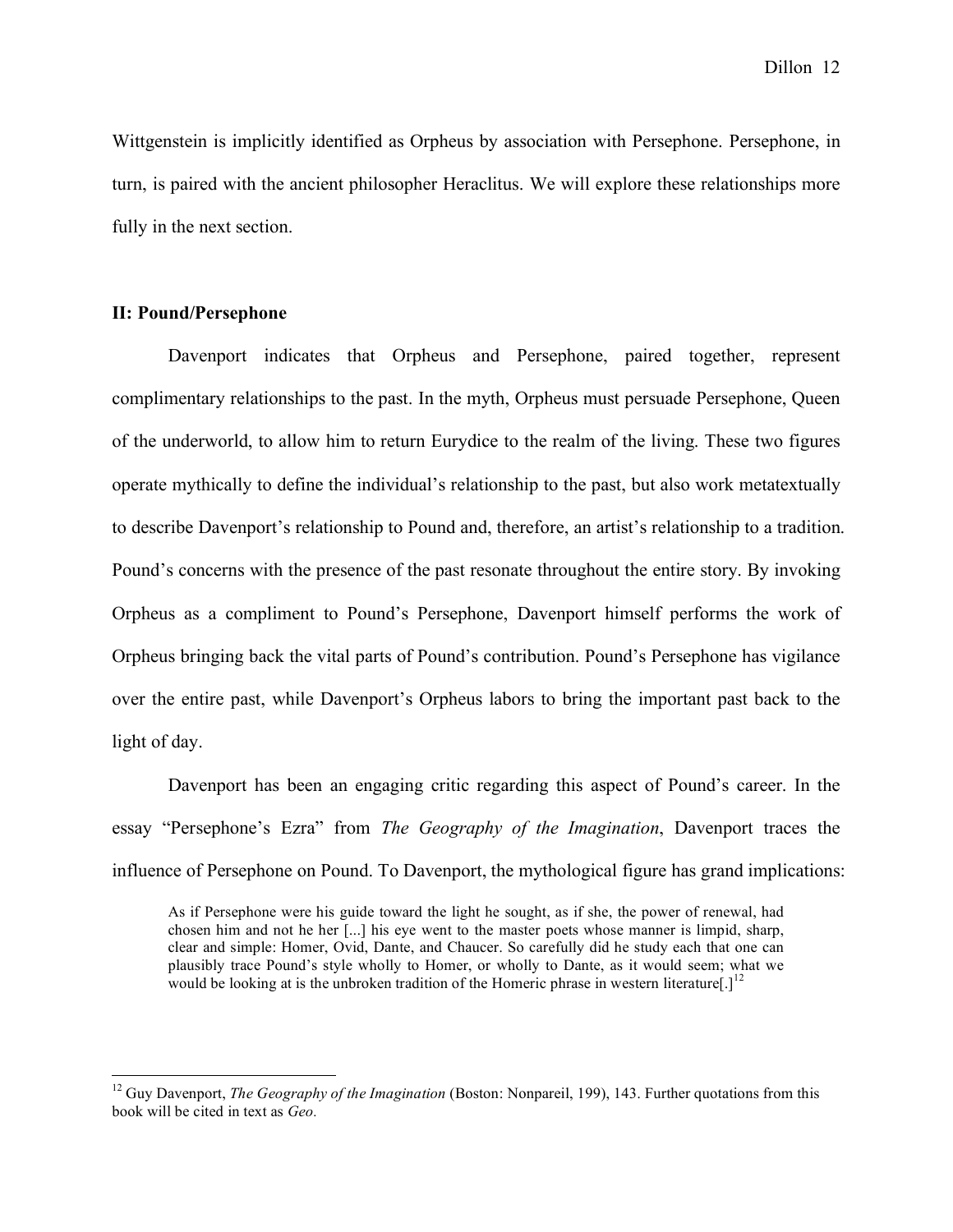Wittgenstein is implicitly identified as Orpheus by association with Persephone. Persephone, in turn, is paired with the ancient philosopher Heraclitus. We will explore these relationships more fully in the next section.

## II: Pound/Persephone

Davenport indicates that Orpheus and Persephone, paired together, represent complimentary relationships to the past. In the myth, Orpheus must persuade Persephone, Queen of the underworld, to allow him to return Eurydice to the realm of the living. These two figures operate mythically to define the individual's relationship to the past, but also work metatextually to describe Davenport's relationship to Pound and, therefore, an artist's relationship to a tradition. Pound's concerns with the presence of the past resonate throughout the entire story. By invoking Orpheus as a compliment to Pound's Persephone, Davenport himself performs the work of Orpheus bringing back the vital parts of Pound's contribution. Pound's Persephone has vigilance over the entire past, while Davenport's Orpheus labors to bring the important past back to the light of day.

Davenport has been an engaging critic regarding this aspect of Pound's career. In the essay "Persephone's Ezra" from *The Geography of the Imagination*, Davenport traces the influence of Persephone on Pound. To Davenport, the mythological figure has grand implications:

> As if Persephone were his guide toward the light he sought, as if she, the power of renewal, had chosen him and not he her [...] his eye went to the master poets whose manner is limpid, sharp, clear and simple: Homer, Ovid, Dante, and Chaucer. So carefully did he study each that one can plausibly trace Pound's style wholly to Homer, or wholly to Dante, as it would seem; what we would be looking at is the unbroken tradition of the Homeric phrase in western literature[.][12]

---

[12] Guy Davenport, *The Geography of the Imagination* (Boston: Nonpareil, 199), 143. Further quotations from this book will be cited in text as *Geo.*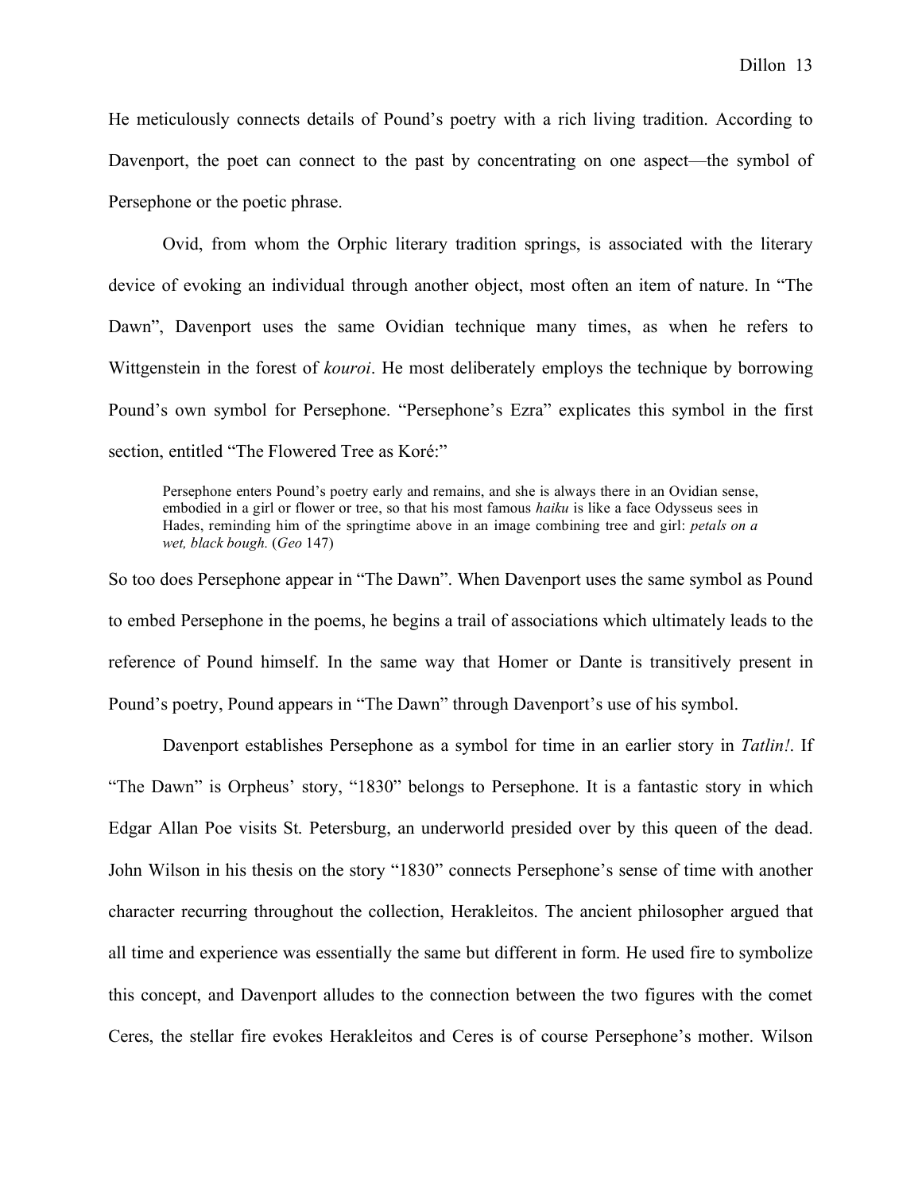He meticulously connects details of Pound's poetry with a rich living tradition. According to Davenport, the poet can connect to the past by concentrating on one aspect—the symbol of Persephone or the poetic phrase.

Ovid, from whom the Orphic literary tradition springs, is associated with the literary device of evoking an individual through another object, most often an item of nature. In "The Dawn", Davenport uses the same Ovidian technique many times, as when he refers to Wittgenstein in the forest of *kouroi*. He most deliberately employs the technique by borrowing Pound's own symbol for Persephone. "Persephone's Ezra" explicates this symbol in the first section, entitled "The Flowered Tree as Koré:"

> Persephone enters Pound's poetry early and remains, and she is always there in an Ovidian sense, embodied in a girl or flower or tree, so that his most famous *haiku* is like a face Odysseus sees in Hades, reminding him of the springtime above in an image combining tree and girl: *petals on a wet, black bough.* (*Geo* 147)

So too does Persephone appear in "The Dawn". When Davenport uses the same symbol as Pound to embed Persephone in the poems, he begins a trail of associations which ultimately leads to the reference of Pound himself. In the same way that Homer or Dante is transitively present in Pound's poetry, Pound appears in "The Dawn" through Davenport's use of his symbol.

Davenport establishes Persephone as a symbol for time in an earlier story in *Tatlin!*. If "The Dawn" is Orpheus' story, "1830" belongs to Persephone. It is a fantastic story in which Edgar Allan Poe visits St. Petersburg, an underworld presided over by this queen of the dead. John Wilson in his thesis on the story "1830" connects Persephone's sense of time with another character recurring throughout the collection, Herakleitos. The ancient philosopher argued that all time and experience was essentially the same but different in form. He used fire to symbolize this concept, and Davenport alludes to the connection between the two figures with the comet Ceres, the stellar fire evokes Herakleitos and Ceres is of course Persephone's mother. Wilson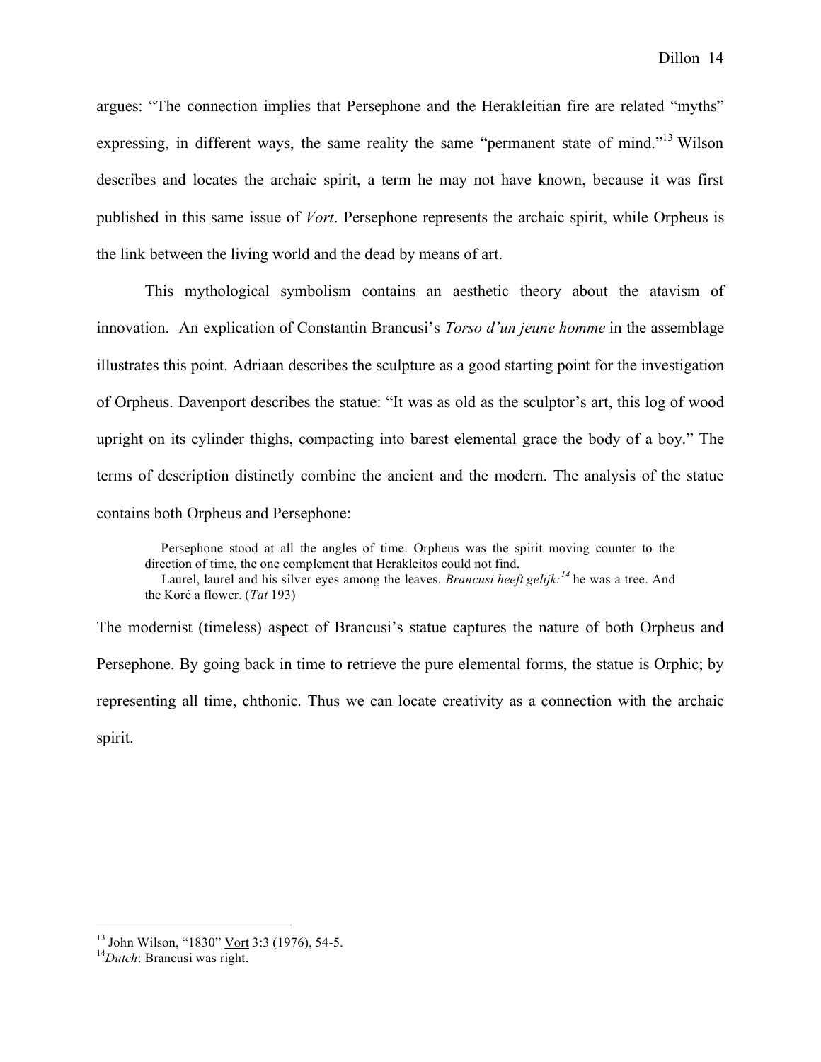argues: "The connection implies that Persephone and the Herakleitian fire are related "myths" expressing, in different ways, the same reality the same "permanent state of mind."[13] Wilson describes and locates the archaic spirit, a term he may not have known, because it was first published in this same issue of *Vort*. Persephone represents the archaic spirit, while Orpheus is the link between the living world and the dead by means of art.

This mythological symbolism contains an aesthetic theory about the atavism of innovation. An explication of Constantin Brancusi's *Torso d'un jeune homme* in the assemblage illustrates this point. Adriaan describes the sculpture as a good starting point for the investigation of Orpheus. Davenport describes the statue: "It was as old as the sculptor's art, this log of wood upright on its cylinder thighs, compacting into barest elemental grace the body of a boy." The terms of description distinctly combine the ancient and the modern. The analysis of the statue contains both Orpheus and Persephone:

> Persephone stood at all the angles of time. Orpheus was the spirit moving counter to the direction of time, the one complement that Herakleitos could not find.
> Laurel, laurel and his silver eyes among the leaves. *Brancusi heeft gelijk:*[14] he was a tree. And the Koré a flower. (*Tat* 193)

The modernist (timeless) aspect of Brancusi's statue captures the nature of both Orpheus and Persephone. By going back in time to retrieve the pure elemental forms, the statue is Orphic; by representing all time, chthonic. Thus we can locate creativity as a connection with the archaic spirit.

---

[13] John Wilson, "1830" Vort 3:3 (1976), 54-5.

[14] *Dutch*: Brancusi was right.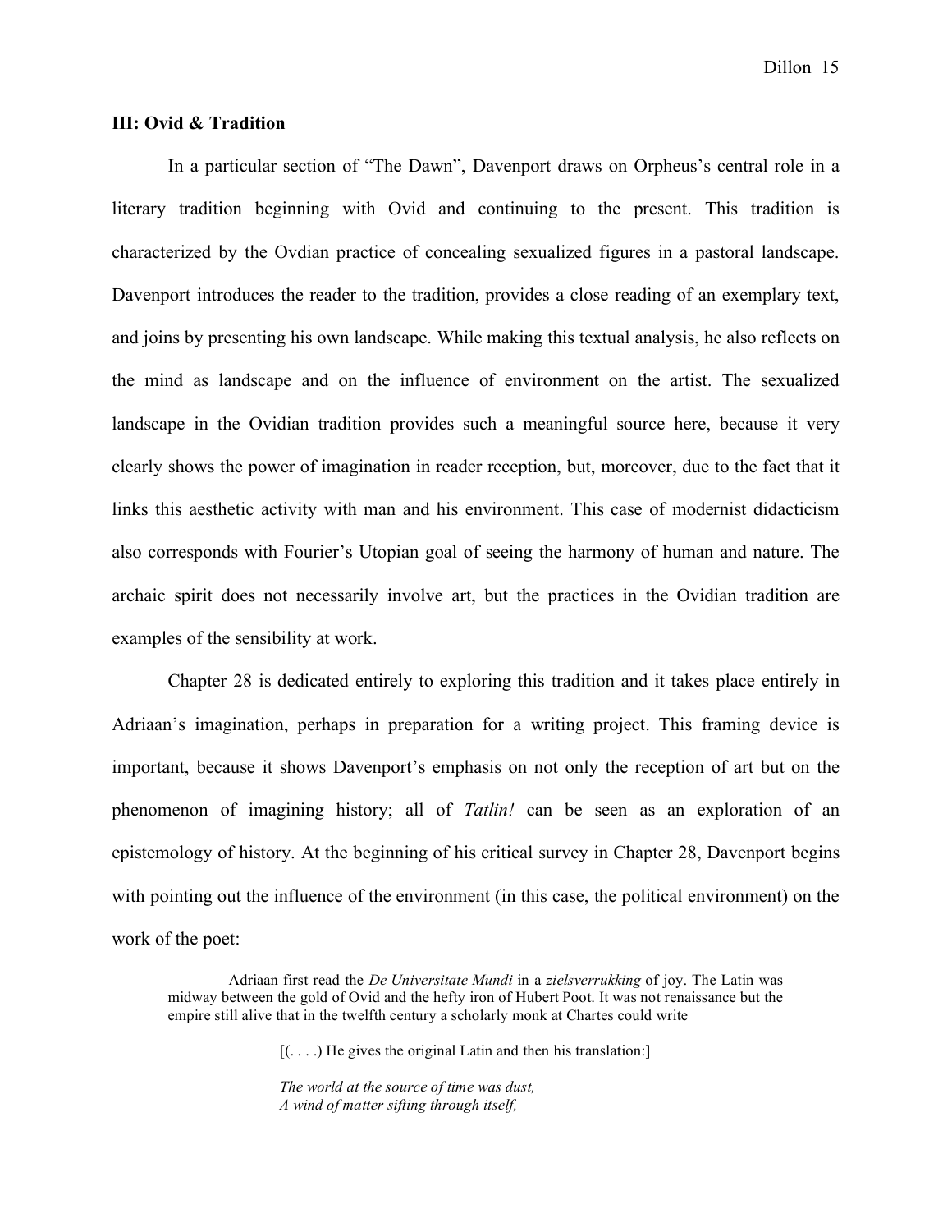### III: Ovid & Tradition

In a particular section of "The Dawn", Davenport draws on Orpheus's central role in a literary tradition beginning with Ovid and continuing to the present. This tradition is characterized by the Ovdian practice of concealing sexualized figures in a pastoral landscape. Davenport introduces the reader to the tradition, provides a close reading of an exemplary text, and joins by presenting his own landscape. While making this textual analysis, he also reflects on the mind as landscape and on the influence of environment on the artist. The sexualized landscape in the Ovidian tradition provides such a meaningful source here, because it very clearly shows the power of imagination in reader reception, but, moreover, due to the fact that it links this aesthetic activity with man and his environment. This case of modernist didacticism also corresponds with Fourier's Utopian goal of seeing the harmony of human and nature. The archaic spirit does not necessarily involve art, but the practices in the Ovidian tradition are examples of the sensibility at work.

Chapter 28 is dedicated entirely to exploring this tradition and it takes place entirely in Adriaan's imagination, perhaps in preparation for a writing project. This framing device is important, because it shows Davenport's emphasis on not only the reception of art but on the phenomenon of imagining history; all of *Tatlin!* can be seen as an exploration of an epistemology of history. At the beginning of his critical survey in Chapter 28, Davenport begins with pointing out the influence of the environment (in this case, the political environment) on the work of the poet:

> Adriaan first read the *De Universitate Mundi* in a *zielsverrukking* of joy. The Latin was midway between the gold of Ovid and the hefty iron of Hubert Poot. It was not renaissance but the empire still alive that in the twelfth century a scholarly monk at Chartes could write
>
> [(. . . .) He gives the original Latin and then his translation:]
>
> *The world at the source of time was dust,*
> *A wind of matter sifting through itself,*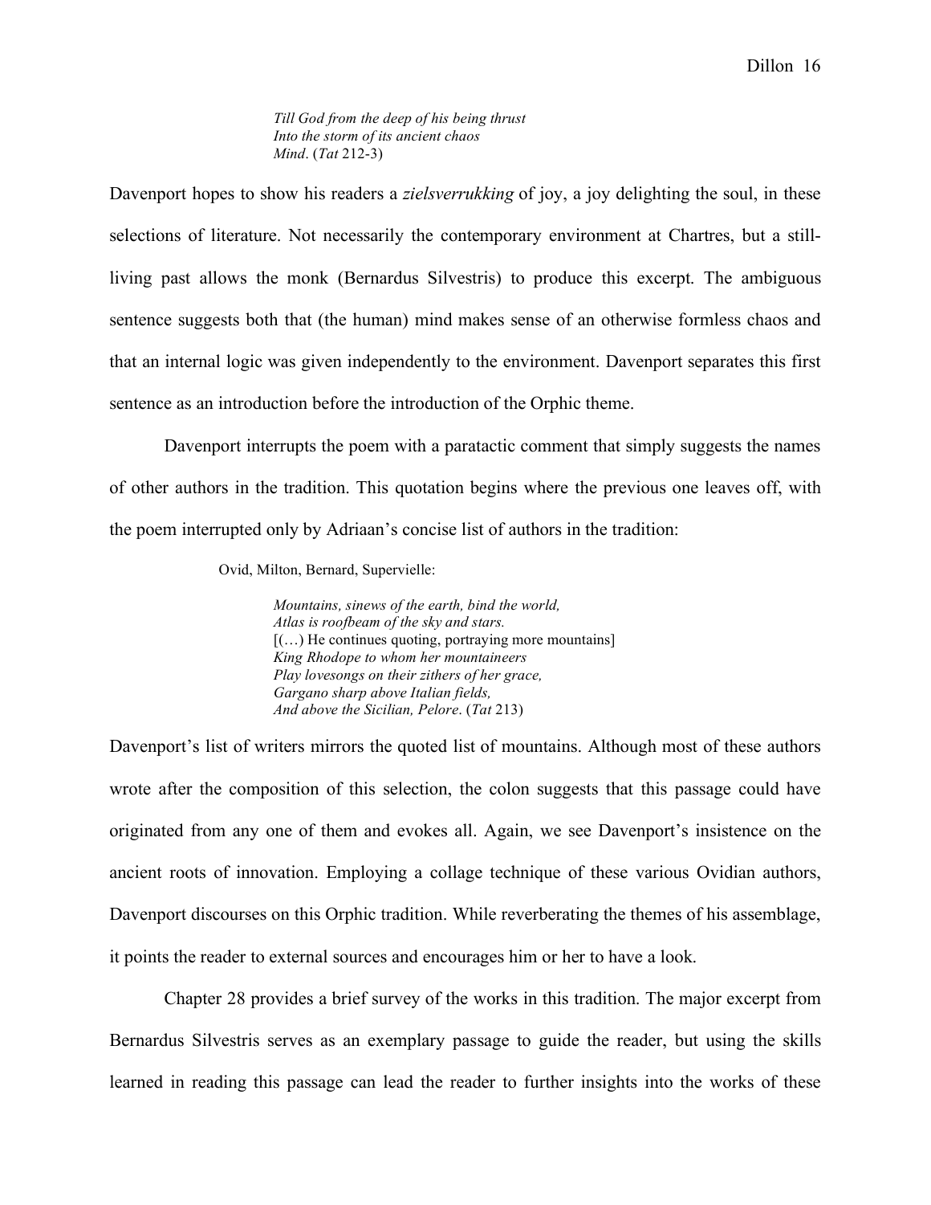> *Till God from the deep of his being thrust*
> *Into the storm of its ancient chaos*
> *Mind*. (*Tat* 212-3)

Davenport hopes to show his readers a *zielsverrukking* of joy, a joy delighting the soul, in these selections of literature. Not necessarily the contemporary environment at Chartres, but a still-living past allows the monk (Bernardus Silvestris) to produce this excerpt. The ambiguous sentence suggests both that (the human) mind makes sense of an otherwise formless chaos and that an internal logic was given independently to the environment. Davenport separates this first sentence as an introduction before the introduction of the Orphic theme.

Davenport interrupts the poem with a paratactic comment that simply suggests the names of other authors in the tradition. This quotation begins where the previous one leaves off, with the poem interrupted only by Adriaan's concise list of authors in the tradition:

> Ovid, Milton, Bernard, Supervielle:
>
> > *Mountains, sinews of the earth, bind the world,*
> > *Atlas is roofbeam of the sky and stars.*
> > [(…) He continues quoting, portraying more mountains]
> > *King Rhodope to whom her mountaineers*
> > *Play lovesongs on their zithers of her grace,*
> > *Gargano sharp above Italian fields,*
> > *And above the Sicilian, Pelore*. (*Tat* 213)

Davenport's list of writers mirrors the quoted list of mountains. Although most of these authors wrote after the composition of this selection, the colon suggests that this passage could have originated from any one of them and evokes all. Again, we see Davenport's insistence on the ancient roots of innovation. Employing a collage technique of these various Ovidian authors, Davenport discourses on this Orphic tradition. While reverberating the themes of his assemblage, it points the reader to external sources and encourages him or her to have a look.

Chapter 28 provides a brief survey of the works in this tradition. The major excerpt from Bernardus Silvestris serves as an exemplary passage to guide the reader, but using the skills learned in reading this passage can lead the reader to further insights into the works of these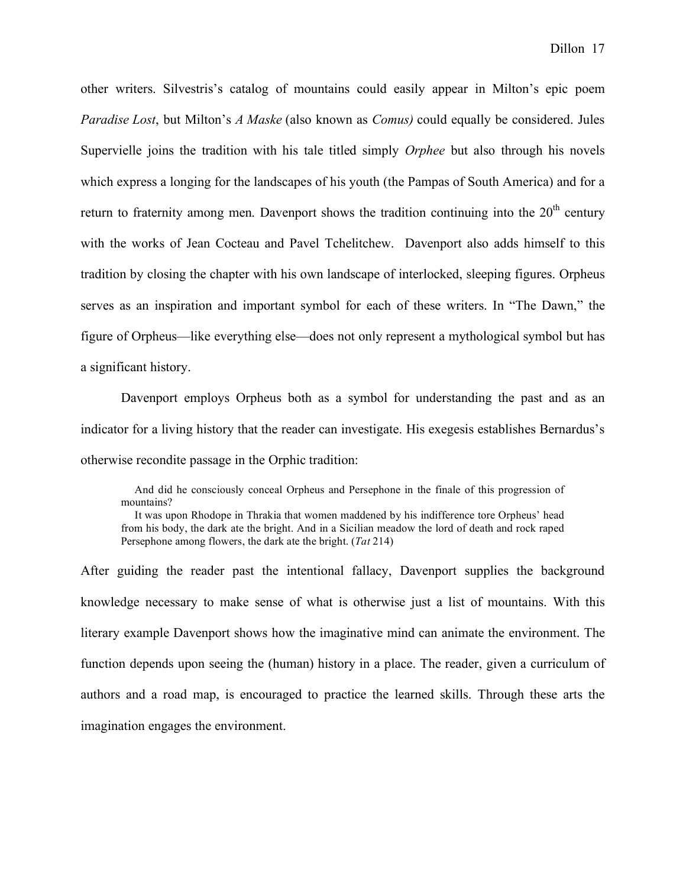other writers. Silvestris's catalog of mountains could easily appear in Milton's epic poem *Paradise Lost*, but Milton's *A Maske* (also known as *Comus)* could equally be considered. Jules Supervielle joins the tradition with his tale titled simply *Orphee* but also through his novels which express a longing for the landscapes of his youth (the Pampas of South America) and for a return to fraternity among men. Davenport shows the tradition continuing into the 20th century with the works of Jean Cocteau and Pavel Tchelitchew. Davenport also adds himself to this tradition by closing the chapter with his own landscape of interlocked, sleeping figures. Orpheus serves as an inspiration and important symbol for each of these writers. In "The Dawn," the figure of Orpheus—like everything else—does not only represent a mythological symbol but has a significant history.

Davenport employs Orpheus both as a symbol for understanding the past and as an indicator for a living history that the reader can investigate. His exegesis establishes Bernardus's otherwise recondite passage in the Orphic tradition:

> And did he consciously conceal Orpheus and Persephone in the finale of this progression of mountains?
>
> It was upon Rhodope in Thrakia that women maddened by his indifference tore Orpheus' head from his body, the dark ate the bright. And in a Sicilian meadow the lord of death and rock raped Persephone among flowers, the dark ate the bright. (*Tat* 214)

After guiding the reader past the intentional fallacy, Davenport supplies the background knowledge necessary to make sense of what is otherwise just a list of mountains. With this literary example Davenport shows how the imaginative mind can animate the environment. The function depends upon seeing the (human) history in a place. The reader, given a curriculum of authors and a road map, is encouraged to practice the learned skills. Through these arts the imagination engages the environment.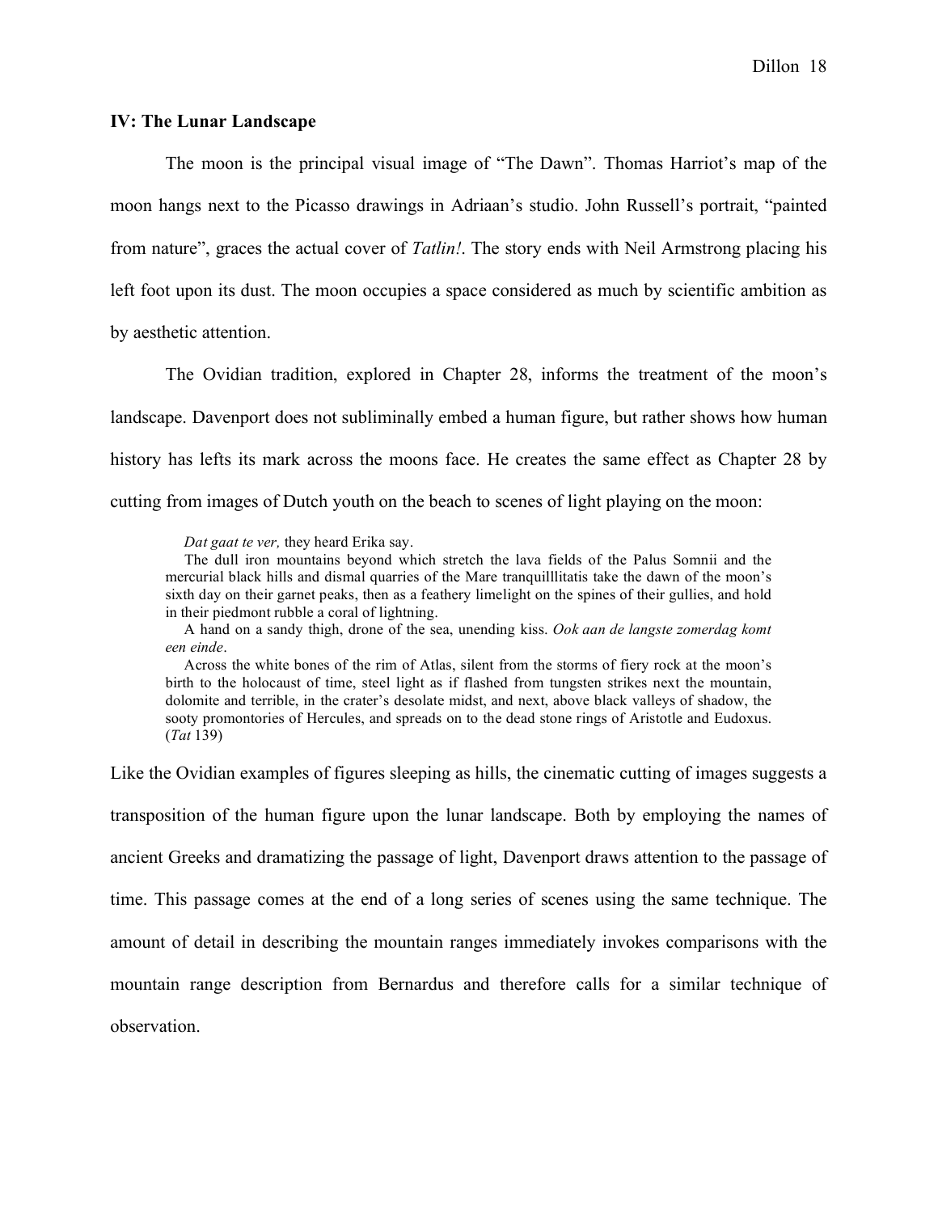### IV: The Lunar Landscape

The moon is the principal visual image of "The Dawn". Thomas Harriot's map of the moon hangs next to the Picasso drawings in Adriaan's studio. John Russell's portrait, "painted from nature", graces the actual cover of *Tatlin!*. The story ends with Neil Armstrong placing his left foot upon its dust. The moon occupies a space considered as much by scientific ambition as by aesthetic attention.

The Ovidian tradition, explored in Chapter 28, informs the treatment of the moon's landscape. Davenport does not subliminally embed a human figure, but rather shows how human history has lefts its mark across the moons face. He creates the same effect as Chapter 28 by cutting from images of Dutch youth on the beach to scenes of light playing on the moon:

> *Dat gaat te ver,* they heard Erika say.
>
> The dull iron mountains beyond which stretch the lava fields of the Palus Somnii and the mercurial black hills and dismal quarries of the Mare tranquilllitatis take the dawn of the moon's sixth day on their garnet peaks, then as a feathery limelight on the spines of their gullies, and hold in their piedmont rubble a coral of lightning.
>
> A hand on a sandy thigh, drone of the sea, unending kiss. *Ook aan de langste zomerdag komt een einde*.
>
> Across the white bones of the rim of Atlas, silent from the storms of fiery rock at the moon's birth to the holocaust of time, steel light as if flashed from tungsten strikes next the mountain, dolomite and terrible, in the crater's desolate midst, and next, above black valleys of shadow, the sooty promontories of Hercules, and spreads on to the dead stone rings of Aristotle and Eudoxus. (*Tat* 139)

Like the Ovidian examples of figures sleeping as hills, the cinematic cutting of images suggests a transposition of the human figure upon the lunar landscape. Both by employing the names of ancient Greeks and dramatizing the passage of light, Davenport draws attention to the passage of time. This passage comes at the end of a long series of scenes using the same technique. The amount of detail in describing the mountain ranges immediately invokes comparisons with the mountain range description from Bernardus and therefore calls for a similar technique of observation.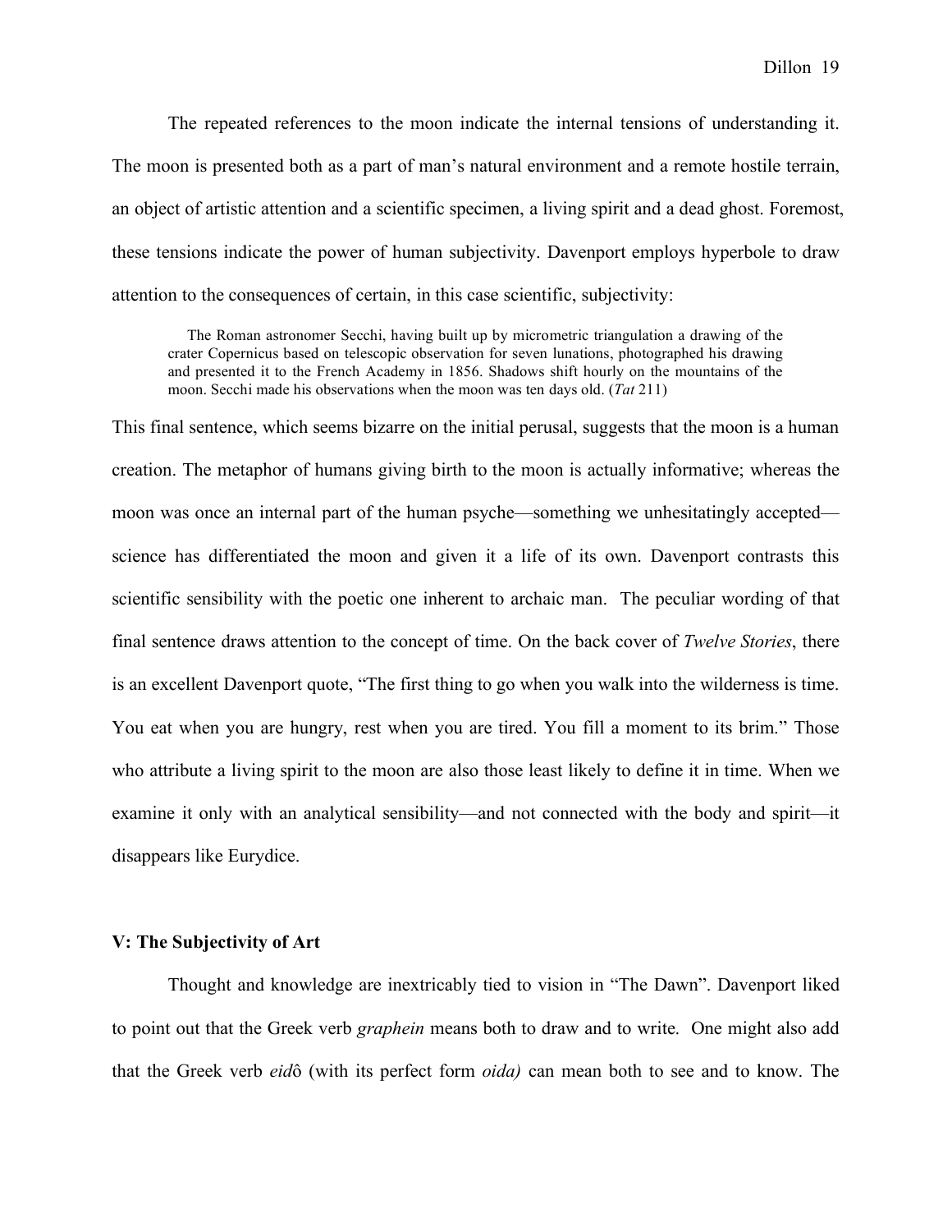The repeated references to the moon indicate the internal tensions of understanding it. The moon is presented both as a part of man's natural environment and a remote hostile terrain, an object of artistic attention and a scientific specimen, a living spirit and a dead ghost. Foremost, these tensions indicate the power of human subjectivity. Davenport employs hyperbole to draw attention to the consequences of certain, in this case scientific, subjectivity:

> The Roman astronomer Secchi, having built up by micrometric triangulation a drawing of the crater Copernicus based on telescopic observation for seven lunations, photographed his drawing and presented it to the French Academy in 1856. Shadows shift hourly on the mountains of the moon. Secchi made his observations when the moon was ten days old. (*Tat* 211)

This final sentence, which seems bizarre on the initial perusal, suggests that the moon is a human creation. The metaphor of humans giving birth to the moon is actually informative; whereas the moon was once an internal part of the human psyche—something we unhesitatingly accepted—science has differentiated the moon and given it a life of its own. Davenport contrasts this scientific sensibility with the poetic one inherent to archaic man. The peculiar wording of that final sentence draws attention to the concept of time. On the back cover of *Twelve Stories*, there is an excellent Davenport quote, "The first thing to go when you walk into the wilderness is time. You eat when you are hungry, rest when you are tired. You fill a moment to its brim." Those who attribute a living spirit to the moon are also those least likely to define it in time. When we examine it only with an analytical sensibility—and not connected with the body and spirit—it disappears like Eurydice.

### V: The Subjectivity of Art

Thought and knowledge are inextricably tied to vision in "The Dawn". Davenport liked to point out that the Greek verb *graphein* means both to draw and to write. One might also add that the Greek verb *eidô* (with its perfect form *oida)* can mean both to see and to know. The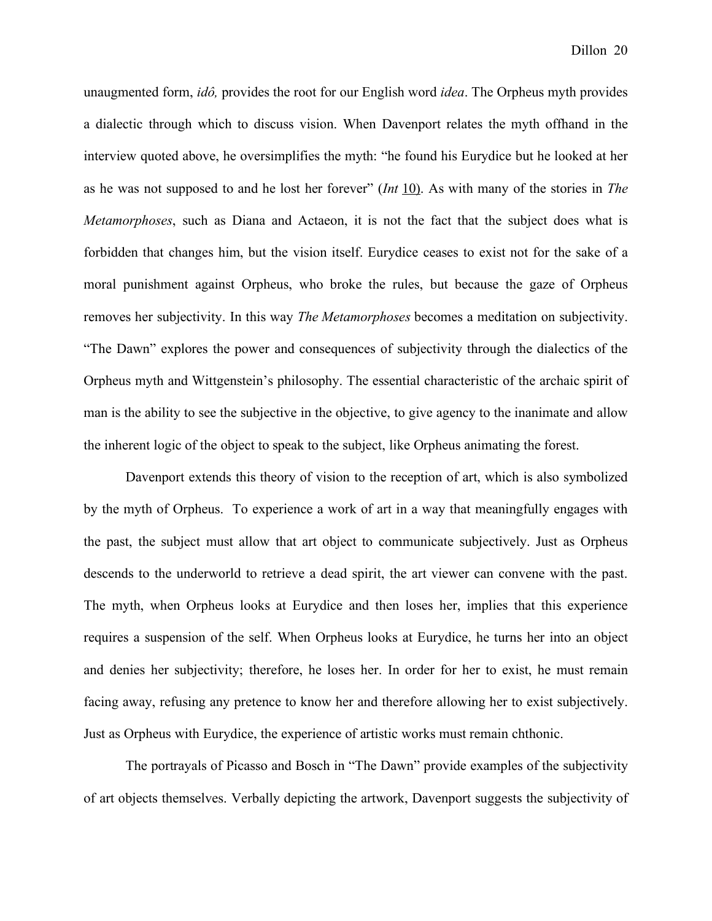unaugmented form, *idô,* provides the root for our English word *idea*. The Orpheus myth provides a dialectic through which to discuss vision. When Davenport relates the myth offhand in the interview quoted above, he oversimplifies the myth: "he found his Eurydice but he looked at her as he was not supposed to and he lost her forever" (*Int* 10). As with many of the stories in *The Metamorphoses*, such as Diana and Actaeon, it is not the fact that the subject does what is forbidden that changes him, but the vision itself. Eurydice ceases to exist not for the sake of a moral punishment against Orpheus, who broke the rules, but because the gaze of Orpheus removes her subjectivity. In this way *The Metamorphoses* becomes a meditation on subjectivity. "The Dawn" explores the power and consequences of subjectivity through the dialectics of the Orpheus myth and Wittgenstein's philosophy. The essential characteristic of the archaic spirit of man is the ability to see the subjective in the objective, to give agency to the inanimate and allow the inherent logic of the object to speak to the subject, like Orpheus animating the forest.

Davenport extends this theory of vision to the reception of art, which is also symbolized by the myth of Orpheus. To experience a work of art in a way that meaningfully engages with the past, the subject must allow that art object to communicate subjectively. Just as Orpheus descends to the underworld to retrieve a dead spirit, the art viewer can convene with the past. The myth, when Orpheus looks at Eurydice and then loses her, implies that this experience requires a suspension of the self. When Orpheus looks at Eurydice, he turns her into an object and denies her subjectivity; therefore, he loses her. In order for her to exist, he must remain facing away, refusing any pretence to know her and therefore allowing her to exist subjectively. Just as Orpheus with Eurydice, the experience of artistic works must remain chthonic.

The portrayals of Picasso and Bosch in "The Dawn" provide examples of the subjectivity of art objects themselves. Verbally depicting the artwork, Davenport suggests the subjectivity of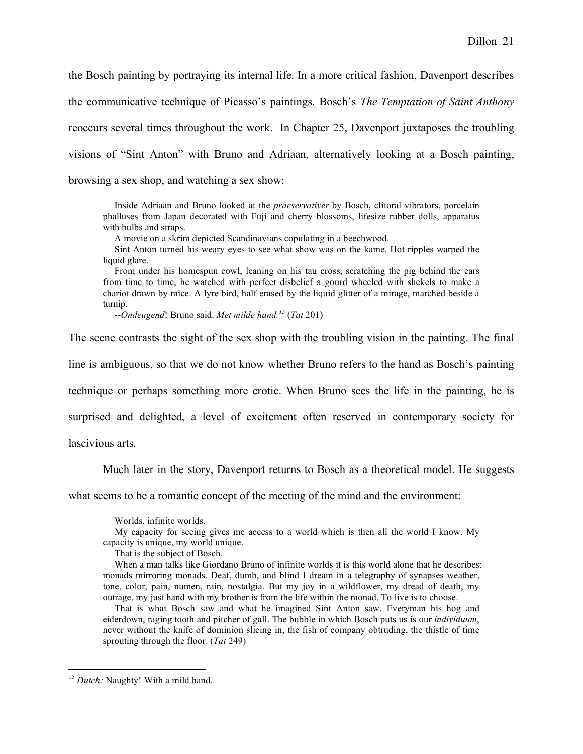the Bosch painting by portraying its internal life. In a more critical fashion, Davenport describes the communicative technique of Picasso's paintings. Bosch's *The Temptation of Saint Anthony* reoccurs several times throughout the work. In Chapter 25, Davenport juxtaposes the troubling visions of "Sint Anton" with Bruno and Adriaan, alternatively looking at a Bosch painting, browsing a sex shop, and watching a sex show:

> Inside Adriaan and Bruno looked at the *praeservativer* by Bosch, clitoral vibrators, porcelain phalluses from Japan decorated with Fuji and cherry blossoms, lifesize rubber dolls, apparatus with bulbs and straps.
>
> A movie on a skrim depicted Scandinavians copulating in a beechwood.
>
> Sint Anton turned his weary eyes to see what show was on the kame. Hot ripples warped the liquid glare.
>
> From under his homespun cowl, leaning on his tau cross, scratching the pig behind the ears from time to time, he watched with perfect disbelief a gourd wheeled with shekels to make a chariot drawn by mice. A lyre bird, half erased by the liquid glitter of a mirage, marched beside a turnip.
>
> --*Ondeugend*! Bruno said. *Met milde hand.*[15] (*Tat* 201)

The scene contrasts the sight of the sex shop with the troubling vision in the painting. The final line is ambiguous, so that we do not know whether Bruno refers to the hand as Bosch's painting technique or perhaps something more erotic. When Bruno sees the life in the painting, he is surprised and delighted, a level of excitement often reserved in contemporary society for lascivious arts.

Much later in the story, Davenport returns to Bosch as a theoretical model. He suggests what seems to be a romantic concept of the meeting of the mind and the environment:

> Worlds, infinite worlds.
>
> My capacity for seeing gives me access to a world which is then all the world I know. My capacity is unique, my world unique.
>
> That is the subject of Bosch.
>
> When a man talks like Giordano Bruno of infinite worlds it is this world alone that he describes: monads mirroring monads. Deaf, dumb, and blind I dream in a telegraphy of synapses weather, tone, color, pain, numen, rain, nostalgia. But my joy in a wildflower, my dread of death, my outrage, my just hand with my brother is from the life within the monad. To live is to choose.
>
> That is what Bosch saw and what he imagined Sint Anton saw. Everyman his hog and eiderdown, raging tooth and pitcher of gall. The bubble in which Bosch puts us is our *individuum*, never without the knife of dominion slicing in, the fish of company obtruding, the thistle of time sprouting through the floor. (*Tat* 249)

---

[15] *Dutch:* Naughty! With a mild hand.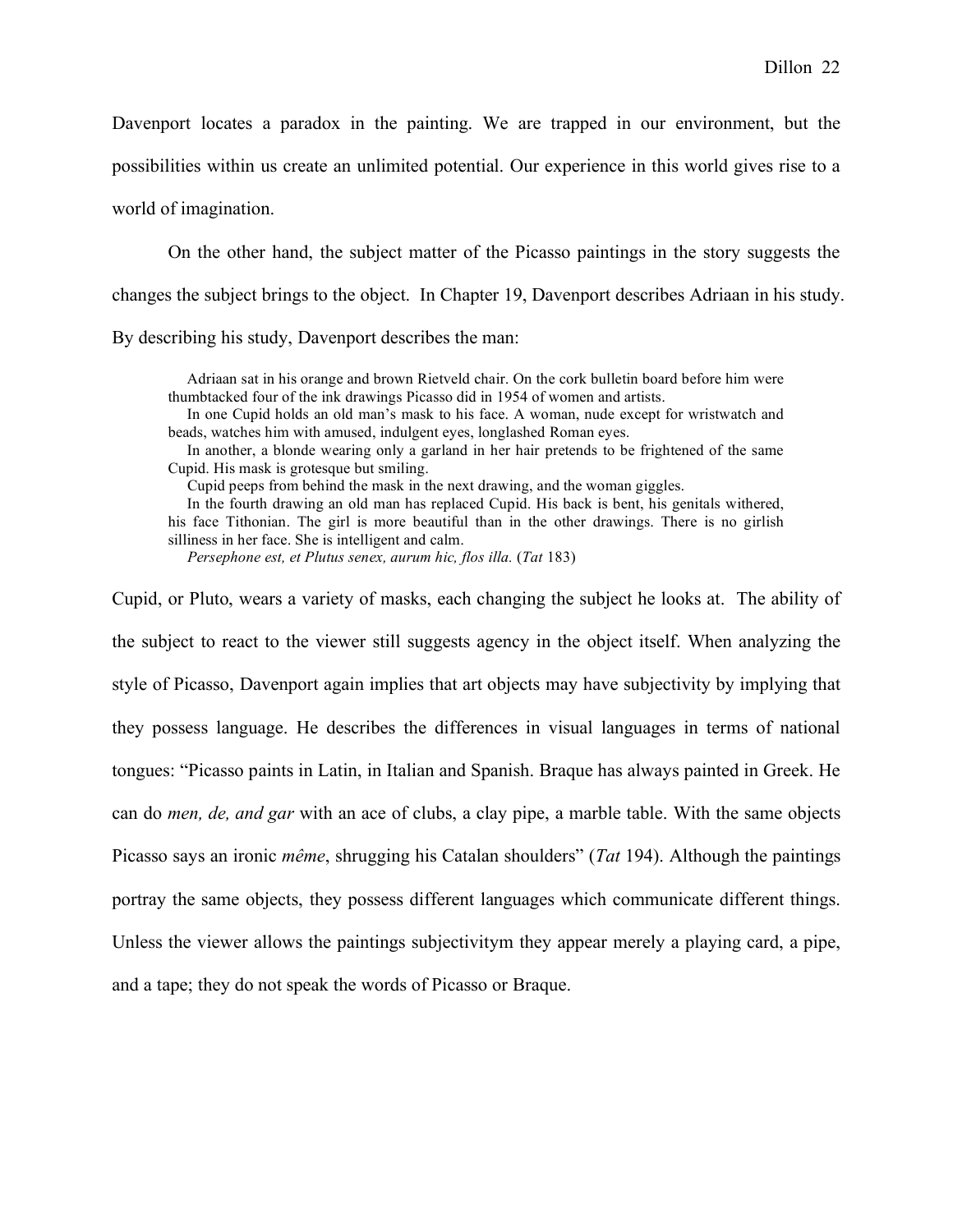Davenport locates a paradox in the painting. We are trapped in our environment, but the possibilities within us create an unlimited potential. Our experience in this world gives rise to a world of imagination.

On the other hand, the subject matter of the Picasso paintings in the story suggests the changes the subject brings to the object. In Chapter 19, Davenport describes Adriaan in his study. By describing his study, Davenport describes the man:

> Adriaan sat in his orange and brown Rietveld chair. On the cork bulletin board before him were thumbtacked four of the ink drawings Picasso did in 1954 of women and artists.
>
> In one Cupid holds an old man's mask to his face. A woman, nude except for wristwatch and beads, watches him with amused, indulgent eyes, longlashed Roman eyes.
>
> In another, a blonde wearing only a garland in her hair pretends to be frightened of the same Cupid. His mask is grotesque but smiling.
>
> Cupid peeps from behind the mask in the next drawing, and the woman giggles.
>
> In the fourth drawing an old man has replaced Cupid. His back is bent, his genitals withered, his face Tithonian. The girl is more beautiful than in the other drawings. There is no girlish silliness in her face. She is intelligent and calm.
>
> *Persephone est, et Plutus senex, aurum hic, flos illa.* (*Tat* 183)

Cupid, or Pluto, wears a variety of masks, each changing the subject he looks at. The ability of the subject to react to the viewer still suggests agency in the object itself. When analyzing the style of Picasso, Davenport again implies that art objects may have subjectivity by implying that they possess language. He describes the differences in visual languages in terms of national tongues: "Picasso paints in Latin, in Italian and Spanish. Braque has always painted in Greek. He can do *men, de, and gar* with an ace of clubs, a clay pipe, a marble table. With the same objects Picasso says an ironic *même*, shrugging his Catalan shoulders" (*Tat* 194). Although the paintings portray the same objects, they possess different languages which communicate different things. Unless the viewer allows the paintings subjectivitym they appear merely a playing card, a pipe, and a tape; they do not speak the words of Picasso or Braque.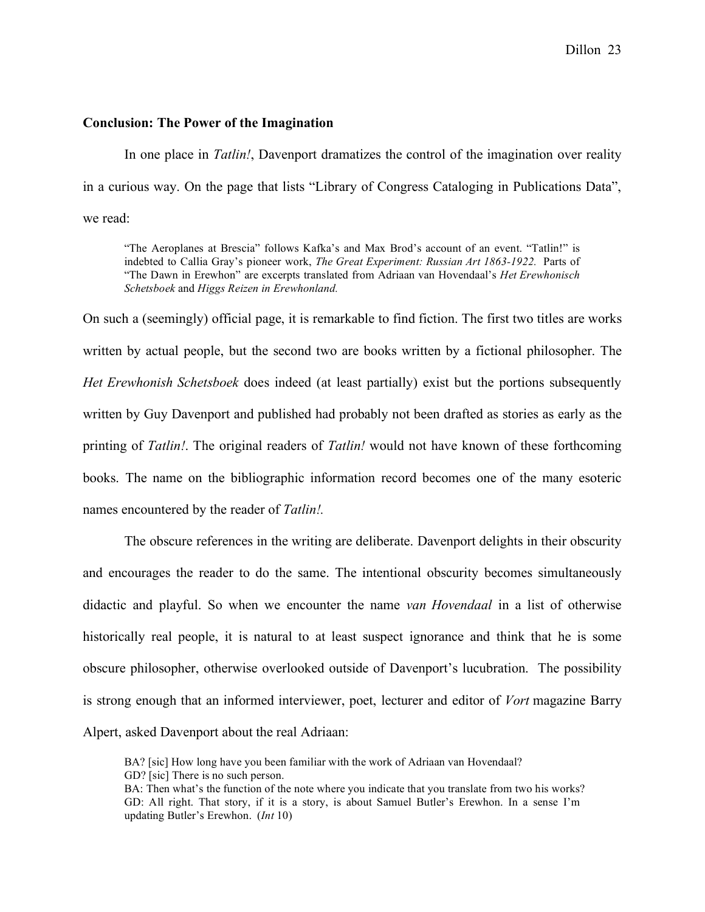**Conclusion: The Power of the Imagination**

In one place in *Tatlin!*, Davenport dramatizes the control of the imagination over reality in a curious way. On the page that lists "Library of Congress Cataloging in Publications Data", we read:

> "The Aeroplanes at Brescia" follows Kafka's and Max Brod's account of an event. "Tatlin!" is indebted to Callia Gray's pioneer work, *The Great Experiment: Russian Art 1863-1922.* Parts of "The Dawn in Erewhon" are excerpts translated from Adriaan van Hovendaal's *Het Erewhonisch Schetsboek* and *Higgs Reizen in Erewhonland.*

On such a (seemingly) official page, it is remarkable to find fiction. The first two titles are works written by actual people, but the second two are books written by a fictional philosopher. The *Het Erewhonish Schetsboek* does indeed (at least partially) exist but the portions subsequently written by Guy Davenport and published had probably not been drafted as stories as early as the printing of *Tatlin!*. The original readers of *Tatlin!* would not have known of these forthcoming books. The name on the bibliographic information record becomes one of the many esoteric names encountered by the reader of *Tatlin!*.

The obscure references in the writing are deliberate. Davenport delights in their obscurity and encourages the reader to do the same. The intentional obscurity becomes simultaneously didactic and playful. So when we encounter the name *van Hovendaal* in a list of otherwise historically real people, it is natural to at least suspect ignorance and think that he is some obscure philosopher, otherwise overlooked outside of Davenport's lucubration. The possibility is strong enough that an informed interviewer, poet, lecturer and editor of *Vort* magazine Barry Alpert, asked Davenport about the real Adriaan:

> BA? [sic] How long have you been familiar with the work of Adriaan van Hovendaal?
> GD? [sic] There is no such person.
> BA: Then what's the function of the note where you indicate that you translate from two his works?
> GD: All right. That story, if it is a story, is about Samuel Butler's Erewhon. In a sense I'm updating Butler's Erewhon. (*Int* 10)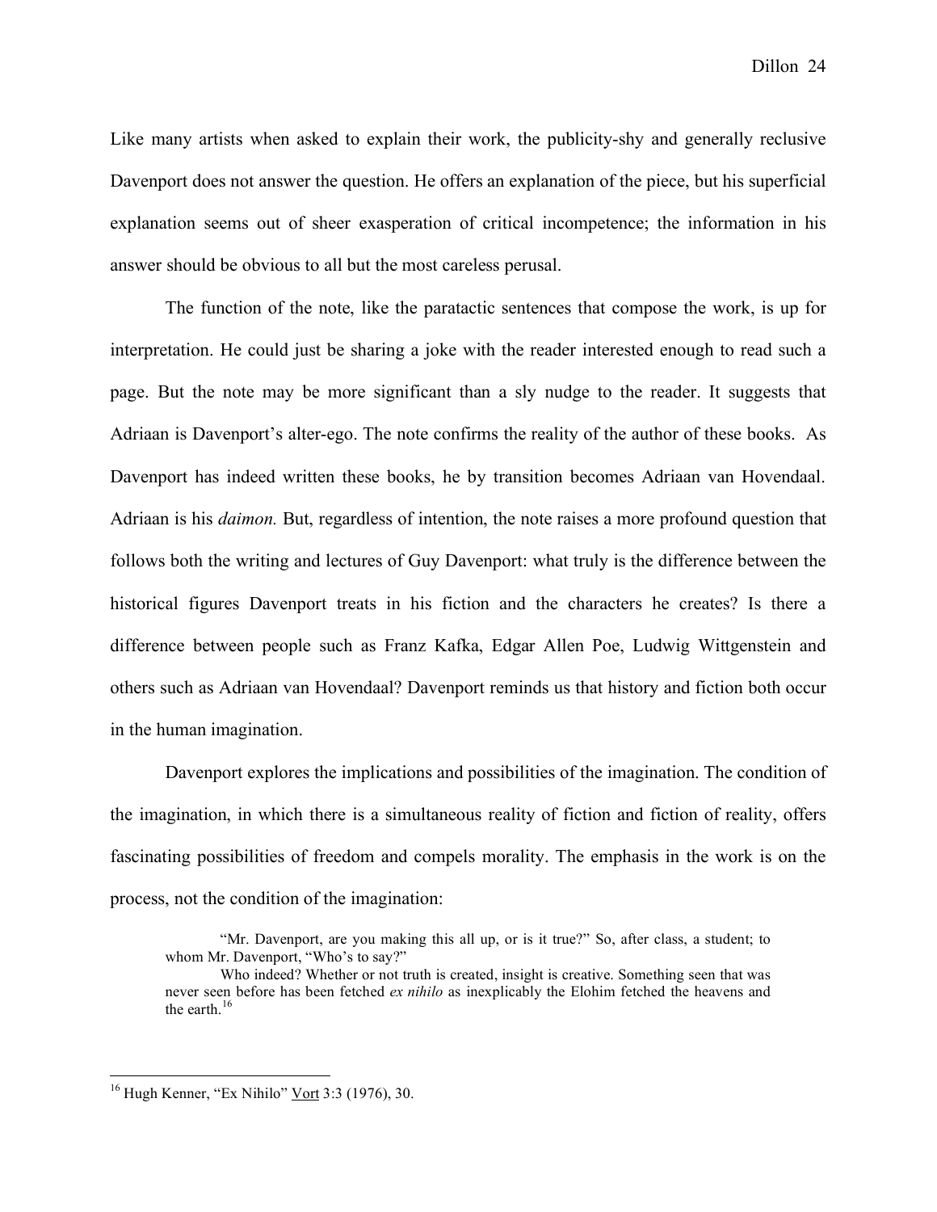Like many artists when asked to explain their work, the publicity-shy and generally reclusive Davenport does not answer the question. He offers an explanation of the piece, but his superficial explanation seems out of sheer exasperation of critical incompetence; the information in his answer should be obvious to all but the most careless perusal.

The function of the note, like the paratactic sentences that compose the work, is up for interpretation. He could just be sharing a joke with the reader interested enough to read such a page. But the note may be more significant than a sly nudge to the reader. It suggests that Adriaan is Davenport's alter-ego. The note confirms the reality of the author of these books. As Davenport has indeed written these books, he by transition becomes Adriaan van Hovendaal. Adriaan is his *daimon.* But, regardless of intention, the note raises a more profound question that follows both the writing and lectures of Guy Davenport: what truly is the difference between the historical figures Davenport treats in his fiction and the characters he creates? Is there a difference between people such as Franz Kafka, Edgar Allen Poe, Ludwig Wittgenstein and others such as Adriaan van Hovendaal? Davenport reminds us that history and fiction both occur in the human imagination.

Davenport explores the implications and possibilities of the imagination. The condition of the imagination, in which there is a simultaneous reality of fiction and fiction of reality, offers fascinating possibilities of freedom and compels morality. The emphasis in the work is on the process, not the condition of the imagination:

> "Mr. Davenport, are you making this all up, or is it true?" So, after class, a student; to whom Mr. Davenport, "Who's to say?"
>
> Who indeed? Whether or not truth is created, insight is creative. Something seen that was never seen before has been fetched *ex nihilo* as inexplicably the Elohim fetched the heavens and the earth.[16]

---

[16] Hugh Kenner, "Ex Nihilo" Vort 3:3 (1976), 30.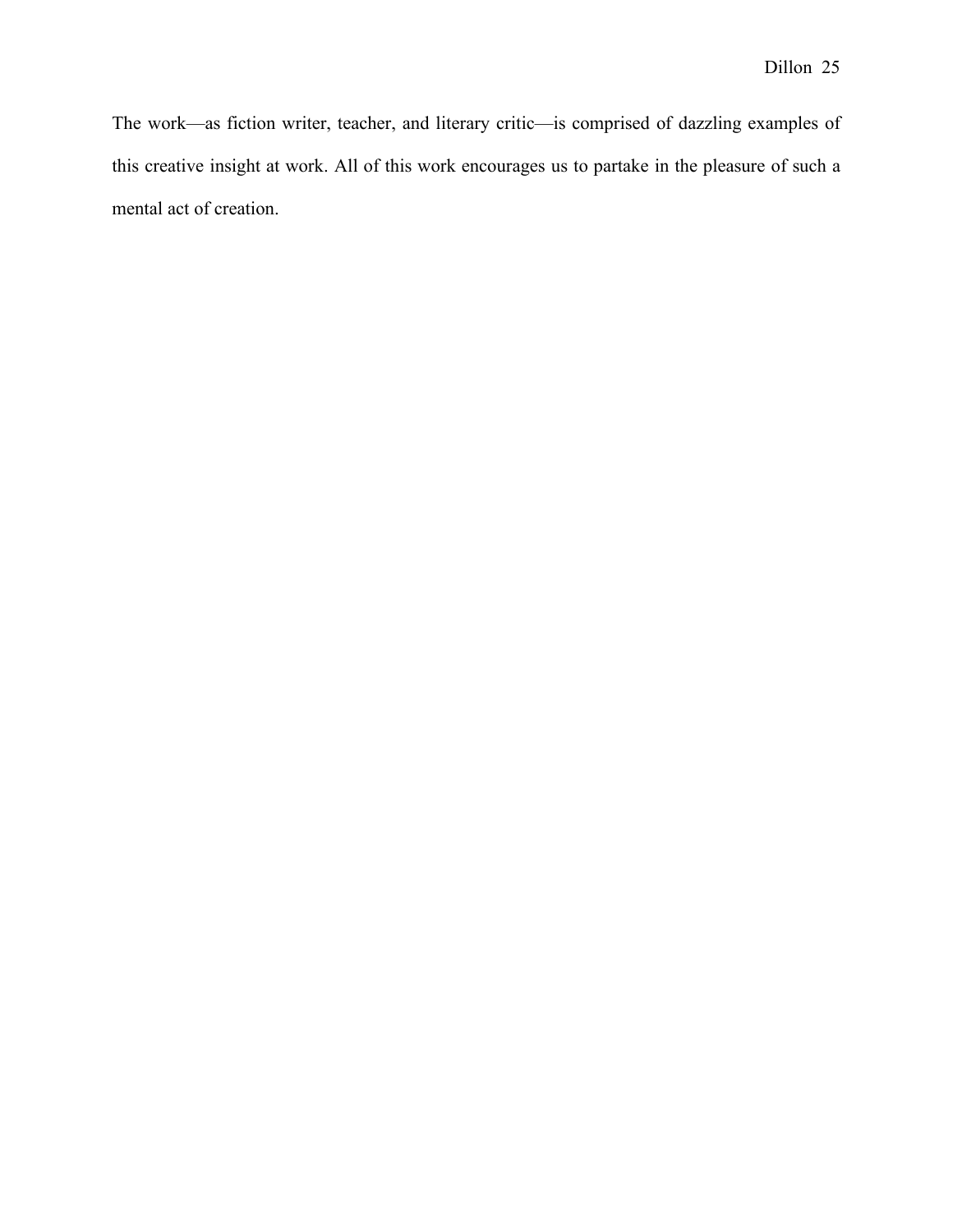The work—as fiction writer, teacher, and literary critic—is comprised of dazzling examples of this creative insight at work. All of this work encourages us to partake in the pleasure of such a mental act of creation.